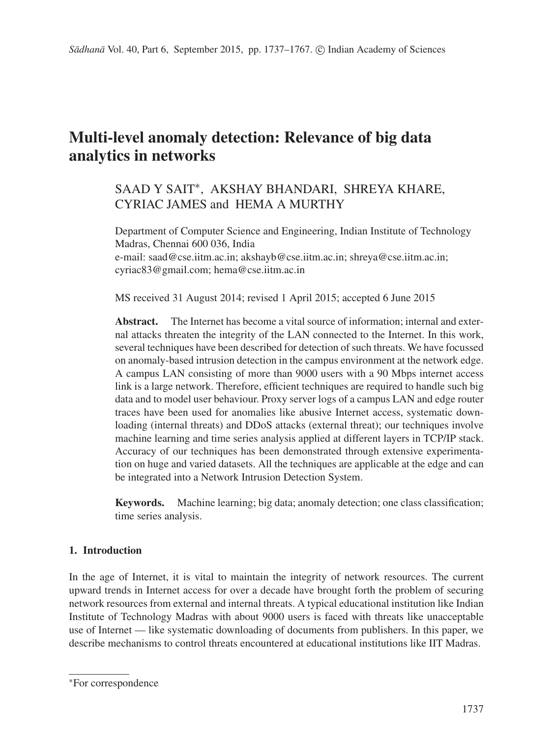# Multi-level anomaly detection: Relevance of big data analytics in networks

SAAD Y SAIT*, AKSHAY BHANDARI, SHREYA KHARE, CYRIAC JAMES and HEMA A MURTHY

Department of Computer Science and Engineering, Indian Institute of Technology Madras, Chennai 600 036, India
e-mail: saad@cse.iitm.ac.in; akshayb@cse.iitm.ac.in; shreya@cse.iitm.ac.in; cyriac83@gmail.com; hema@cse.iitm.ac.in

MS received 31 August 2014; revised 1 April 2015; accepted 6 June 2015

**Abstract.** The Internet has become a vital source of information; internal and external attacks threaten the integrity of the LAN connected to the Internet. In this work, several techniques have been described for detection of such threats. We have focussed on anomaly-based intrusion detection in the campus environment at the network edge. A campus LAN consisting of more than 9000 users with a 90 Mbps internet access link is a large network. Therefore, efficient techniques are required to handle such big data and to model user behaviour. Proxy server logs of a campus LAN and edge router traces have been used for anomalies like abusive Internet access, systematic downloading (internal threats) and DDoS attacks (external threat); our techniques involve machine learning and time series analysis applied at different layers in TCP/IP stack. Accuracy of our techniques has been demonstrated through extensive experimentation on huge and varied datasets. All the techniques are applicable at the edge and can be integrated into a Network Intrusion Detection System.

**Keywords.** Machine learning; big data; anomaly detection; one class classification; time series analysis.

## 1. Introduction

In the age of Internet, it is vital to maintain the integrity of network resources. The current upward trends in Internet access for over a decade have brought forth the problem of securing network resources from external and internal threats. A typical educational institution like Indian Institute of Technology Madras with about 9000 users is faced with threats like unacceptable use of Internet — like systematic downloading of documents from publishers. In this paper, we describe mechanisms to control threats encountered at educational institutions like IIT Madras.

*For correspondence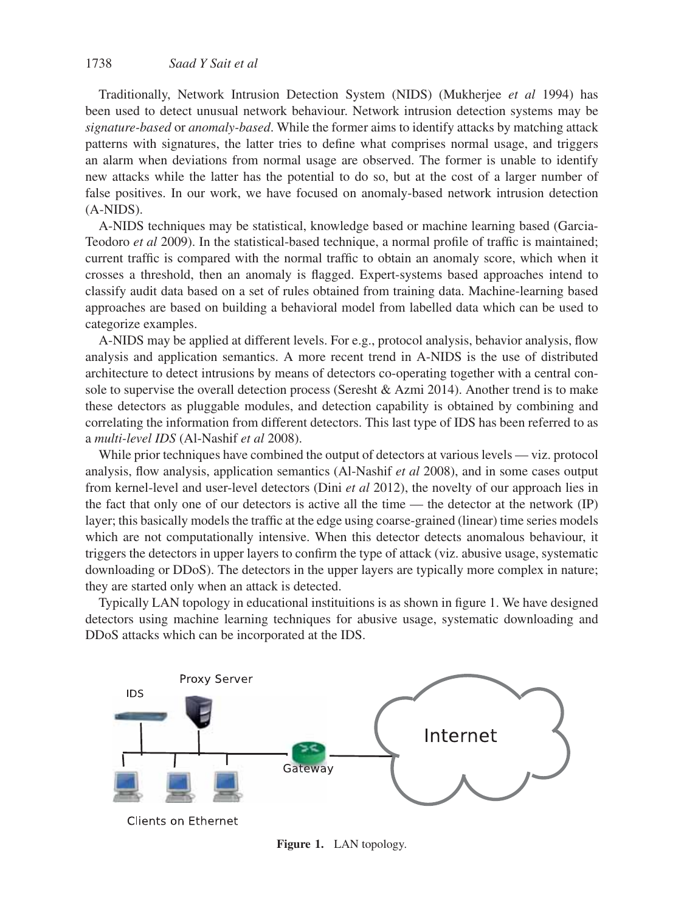Traditionally, Network Intrusion Detection System (NIDS) (Mukherjee *et al* 1994) has been used to detect unusual network behaviour. Network intrusion detection systems may be *signature-based* or *anomaly-based*. While the former aims to identify attacks by matching attack patterns with signatures, the latter tries to define what comprises normal usage, and triggers an alarm when deviations from normal usage are observed. The former is unable to identify new attacks while the latter has the potential to do so, but at the cost of a larger number of false positives. In our work, we have focused on anomaly-based network intrusion detection (A-NIDS).

A-NIDS techniques may be statistical, knowledge based or machine learning based (Garcia-Teodoro *et al* 2009). In the statistical-based technique, a normal profile of traffic is maintained; current traffic is compared with the normal traffic to obtain an anomaly score, which when it crosses a threshold, then an anomaly is flagged. Expert-systems based approaches intend to classify audit data based on a set of rules obtained from training data. Machine-learning based approaches are based on building a behavioral model from labelled data which can be used to categorize examples.

A-NIDS may be applied at different levels. For e.g., protocol analysis, behavior analysis, flow analysis and application semantics. A more recent trend in A-NIDS is the use of distributed architecture to detect intrusions by means of detectors co-operating together with a central console to supervise the overall detection process (Seresht & Azmi 2014). Another trend is to make these detectors as pluggable modules, and detection capability is obtained by combining and correlating the information from different detectors. This last type of IDS has been referred to as a *multi-level IDS* (Al-Nashif *et al* 2008).

While prior techniques have combined the output of detectors at various levels — viz. protocol analysis, flow analysis, application semantics (Al-Nashif *et al* 2008), and in some cases output from kernel-level and user-level detectors (Dini *et al* 2012), the novelty of our approach lies in the fact that only one of our detectors is active all the time — the detector at the network (IP) layer; this basically models the traffic at the edge using coarse-grained (linear) time series models which are not computationally intensive. When this detector detects anomalous behaviour, it triggers the detectors in upper layers to confirm the type of attack (viz. abusive usage, systematic downloading or DDoS). The detectors in the upper layers are typically more complex in nature; they are started only when an attack is detected.

Typically LAN topology in educational instituitions is as shown in figure 1. We have designed detectors using machine learning techniques for abusive usage, systematic downloading and DDoS attacks which can be incorporated at the IDS.

**Figure 1.** LAN topology.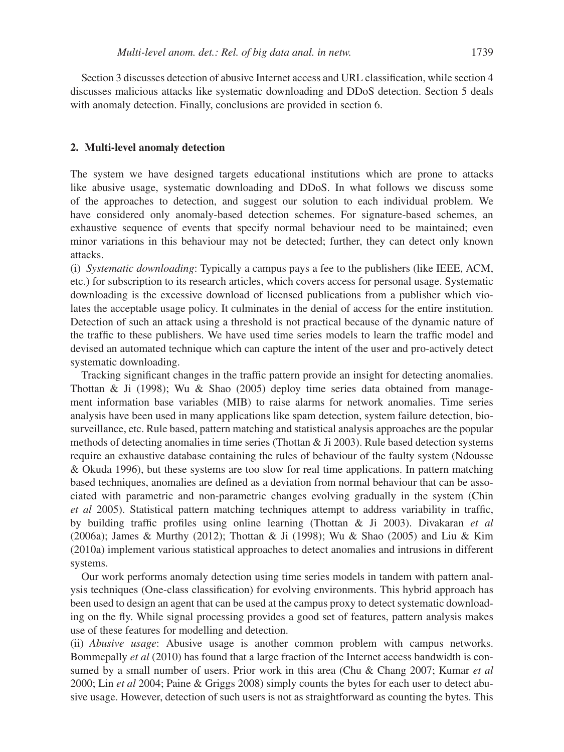Section 3 discusses detection of abusive Internet access and URL classification, while section 4 discusses malicious attacks like systematic downloading and DDoS detection. Section 5 deals with anomaly detection. Finally, conclusions are provided in section 6.

## 2. Multi-level anomaly detection

The system we have designed targets educational institutions which are prone to attacks like abusive usage, systematic downloading and DDoS. In what follows we discuss some of the approaches to detection, and suggest our solution to each individual problem. We have considered only anomaly-based detection schemes. For signature-based schemes, an exhaustive sequence of events that specify normal behaviour need to be maintained; even minor variations in this behaviour may not be detected; further, they can detect only known attacks.

(i) *Systematic downloading*: Typically a campus pays a fee to the publishers (like IEEE, ACM, etc.) for subscription to its research articles, which covers access for personal usage. Systematic downloading is the excessive download of licensed publications from a publisher which violates the acceptable usage policy. It culminates in the denial of access for the entire institution. Detection of such an attack using a threshold is not practical because of the dynamic nature of the traffic to these publishers. We have used time series models to learn the traffic model and devised an automated technique which can capture the intent of the user and pro-actively detect systematic downloading.

Tracking significant changes in the traffic pattern provide an insight for detecting anomalies. Thottan & Ji (1998); Wu & Shao (2005) deploy time series data obtained from management information base variables (MIB) to raise alarms for network anomalies. Time series analysis have been used in many applications like spam detection, system failure detection, bio-surveillance, etc. Rule based, pattern matching and statistical analysis approaches are the popular methods of detecting anomalies in time series (Thottan & Ji 2003). Rule based detection systems require an exhaustive database containing the rules of behaviour of the faulty system (Ndousse & Okuda 1996), but these systems are too slow for real time applications. In pattern matching based techniques, anomalies are defined as a deviation from normal behaviour that can be associated with parametric and non-parametric changes evolving gradually in the system (Chin *et al* 2005). Statistical pattern matching techniques attempt to address variability in traffic, by building traffic profiles using online learning (Thottan & Ji 2003). Divakaran *et al* (2006a); James & Murthy (2012); Thottan & Ji (1998); Wu & Shao (2005) and Liu & Kim (2010a) implement various statistical approaches to detect anomalies and intrusions in different systems.

Our work performs anomaly detection using time series models in tandem with pattern analysis techniques (One-class classification) for evolving environments. This hybrid approach has been used to design an agent that can be used at the campus proxy to detect systematic downloading on the fly. While signal processing provides a good set of features, pattern analysis makes use of these features for modelling and detection.

(ii) *Abusive usage*: Abusive usage is another common problem with campus networks. Bommepally *et al* (2010) has found that a large fraction of the Internet access bandwidth is consumed by a small number of users. Prior work in this area (Chu & Chang 2007; Kumar *et al* 2000; Lin *et al* 2004; Paine & Griggs 2008) simply counts the bytes for each user to detect abusive usage. However, detection of such users is not as straightforward as counting the bytes. This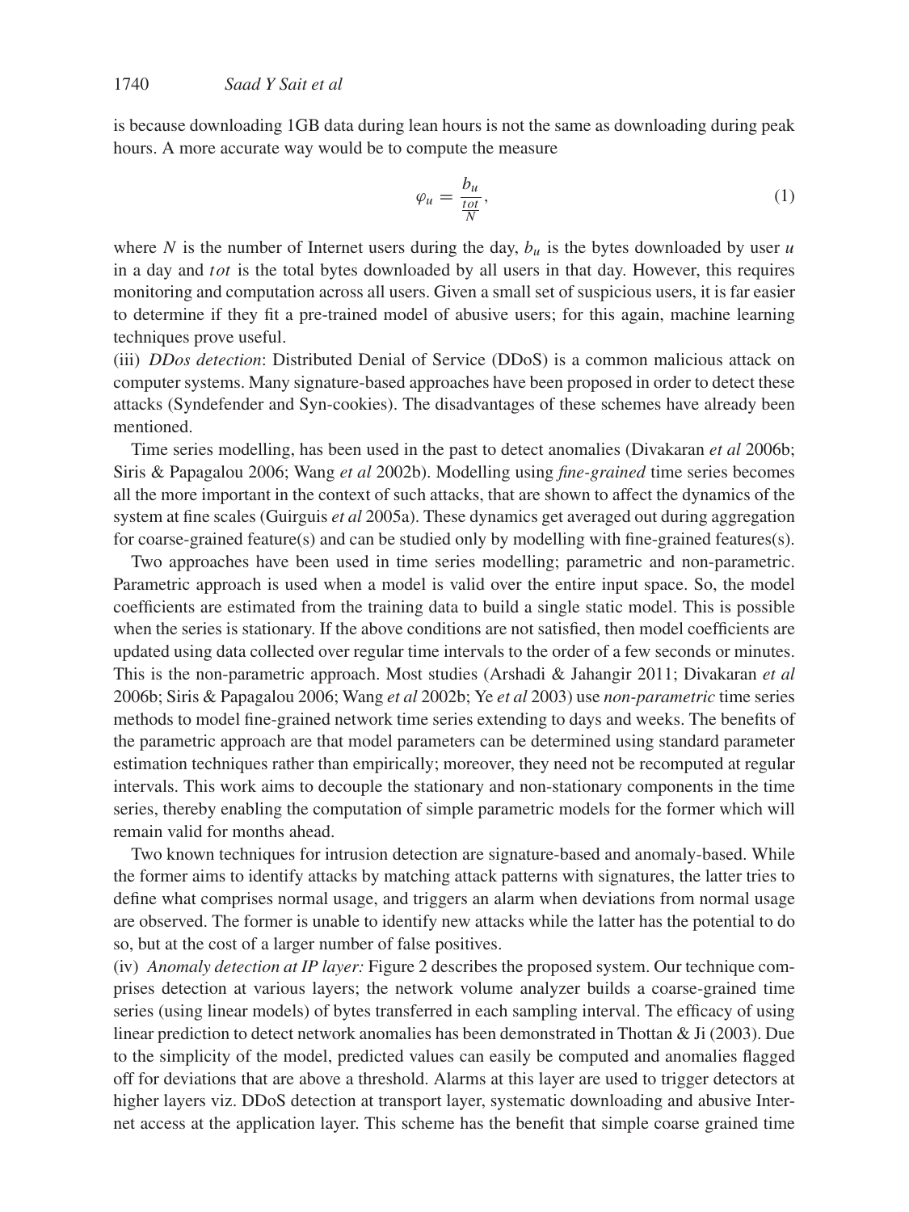is because downloading 1GB data during lean hours is not the same as downloading during peak hours. A more accurate way would be to compute the measure

$$\varphi_u = \frac{b_u}{\frac{tot}{N}}, \tag{1}$$

where $N$ is the number of Internet users during the day, $b_u$ is the bytes downloaded by user $u$ in a day and $tot$ is the total bytes downloaded by all users in that day. However, this requires monitoring and computation across all users. Given a small set of suspicious users, it is far easier to determine if they fit a pre-trained model of abusive users; for this again, machine learning techniques prove useful.

(iii) *DDos detection*: Distributed Denial of Service (DDoS) is a common malicious attack on computer systems. Many signature-based approaches have been proposed in order to detect these attacks (Syndefender and Syn-cookies). The disadvantages of these schemes have already been mentioned.

Time series modelling, has been used in the past to detect anomalies (Divakaran *et al* 2006b; Siris & Papagalou 2006; Wang *et al* 2002b). Modelling using *fine-grained* time series becomes all the more important in the context of such attacks, that are shown to affect the dynamics of the system at fine scales (Guirguis *et al* 2005a). These dynamics get averaged out during aggregation for coarse-grained feature(s) and can be studied only by modelling with fine-grained features(s).

Two approaches have been used in time series modelling; parametric and non-parametric. Parametric approach is used when a model is valid over the entire input space. So, the model coefficients are estimated from the training data to build a single static model. This is possible when the series is stationary. If the above conditions are not satisfied, then model coefficients are updated using data collected over regular time intervals to the order of a few seconds or minutes. This is the non-parametric approach. Most studies (Arshadi & Jahangir 2011; Divakaran *et al* 2006b; Siris & Papagalou 2006; Wang *et al* 2002b; Ye *et al* 2003) use *non-parametric* time series methods to model fine-grained network time series extending to days and weeks. The benefits of the parametric approach are that model parameters can be determined using standard parameter estimation techniques rather than empirically; moreover, they need not be recomputed at regular intervals. This work aims to decouple the stationary and non-stationary components in the time series, thereby enabling the computation of simple parametric models for the former which will remain valid for months ahead.

Two known techniques for intrusion detection are signature-based and anomaly-based. While the former aims to identify attacks by matching attack patterns with signatures, the latter tries to define what comprises normal usage, and triggers an alarm when deviations from normal usage are observed. The former is unable to identify new attacks while the latter has the potential to do so, but at the cost of a larger number of false positives.

(iv) *Anomaly detection at IP layer:* Figure 2 describes the proposed system. Our technique comprises detection at various layers; the network volume analyzer builds a coarse-grained time series (using linear models) of bytes transferred in each sampling interval. The efficacy of using linear prediction to detect network anomalies has been demonstrated in Thottan & Ji (2003). Due to the simplicity of the model, predicted values can easily be computed and anomalies flagged off for deviations that are above a threshold. Alarms at this layer are used to trigger detectors at higher layers viz. DDoS detection at transport layer, systematic downloading and abusive Internet access at the application layer. This scheme has the benefit that simple coarse grained time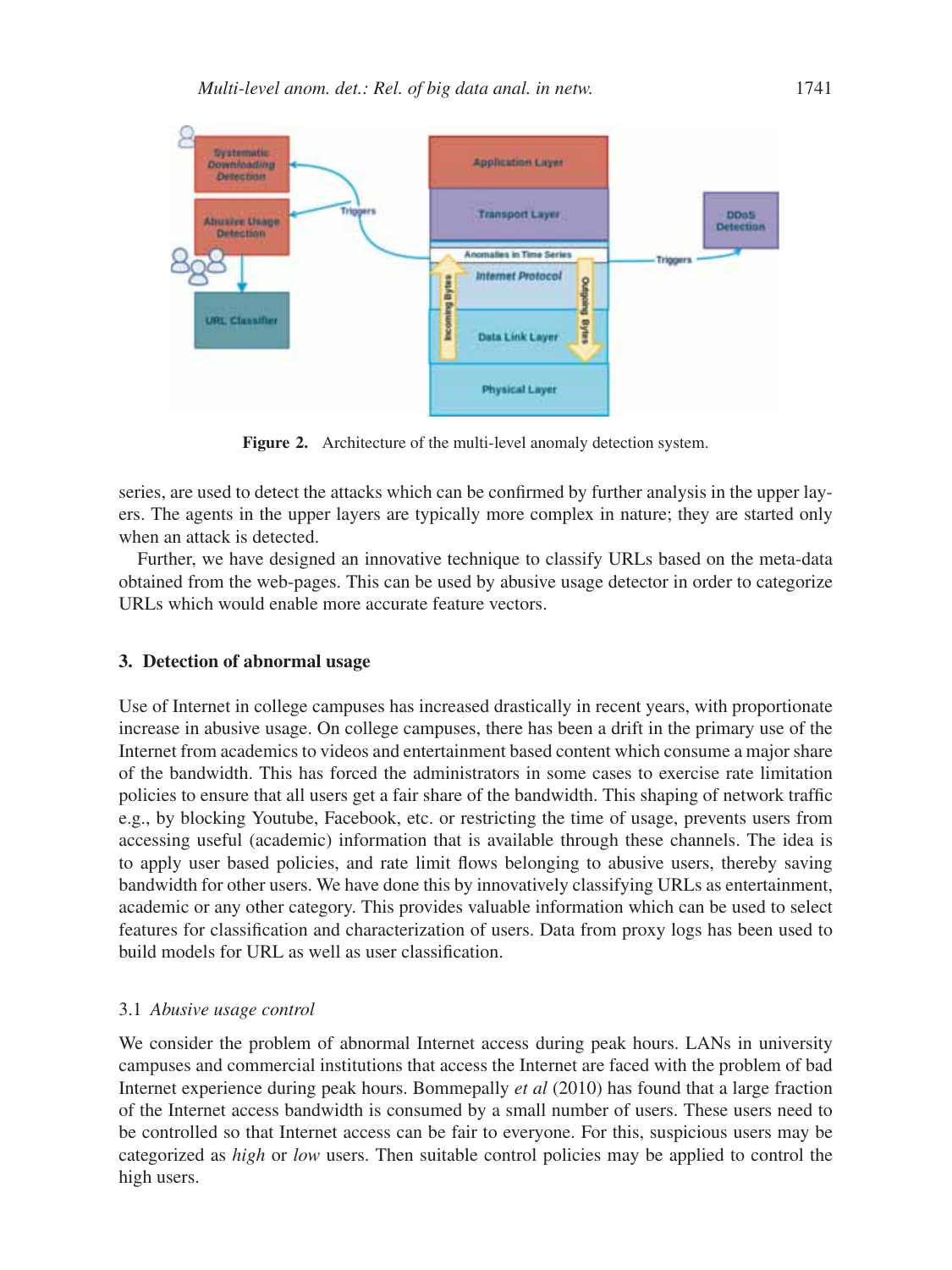Figure 2. Architecture of the multi-level anomaly detection system.

series, are used to detect the attacks which can be confirmed by further analysis in the upper layers. The agents in the upper layers are typically more complex in nature; they are started only when an attack is detected.

Further, we have designed an innovative technique to classify URLs based on the meta-data obtained from the web-pages. This can be used by abusive usage detector in order to categorize URLs which would enable more accurate feature vectors.

## 3. Detection of abnormal usage

Use of Internet in college campuses has increased drastically in recent years, with proportionate increase in abusive usage. On college campuses, there has been a drift in the primary use of the Internet from academics to videos and entertainment based content which consume a major share of the bandwidth. This has forced the administrators in some cases to exercise rate limitation policies to ensure that all users get a fair share of the bandwidth. This shaping of network traffic e.g., by blocking Youtube, Facebook, etc. or restricting the time of usage, prevents users from accessing useful (academic) information that is available through these channels. The idea is to apply user based policies, and rate limit flows belonging to abusive users, thereby saving bandwidth for other users. We have done this by innovatively classifying URLs as entertainment, academic or any other category. This provides valuable information which can be used to select features for classification and characterization of users. Data from proxy logs has been used to build models for URL as well as user classification.

### 3.1 *Abusive usage control*

We consider the problem of abnormal Internet access during peak hours. LANs in university campuses and commercial institutions that access the Internet are faced with the problem of bad Internet experience during peak hours. Bommepally *et al* (2010) has found that a large fraction of the Internet access bandwidth is consumed by a small number of users. These users need to be controlled so that Internet access can be fair to everyone. For this, suspicious users may be categorized as *high* or *low* users. Then suitable control policies may be applied to control the high users.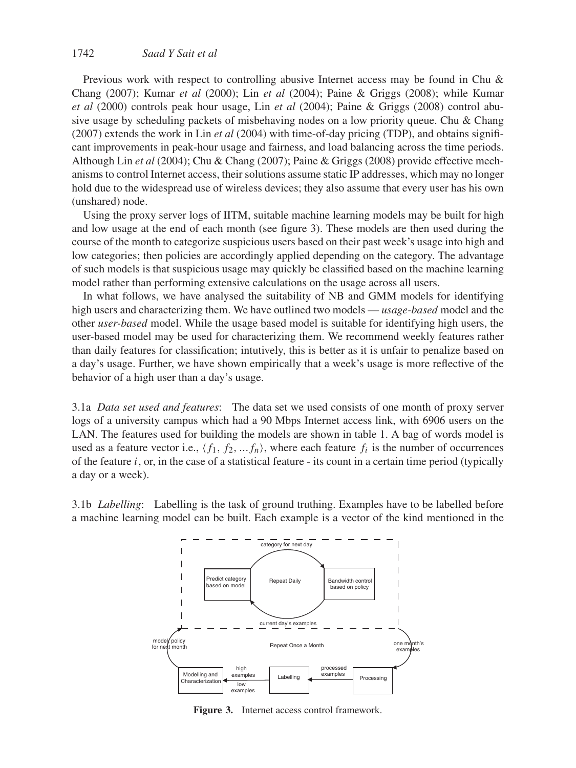Previous work with respect to controlling abusive Internet access may be found in Chu & Chang (2007); Kumar *et al* (2000); Lin *et al* (2004); Paine & Griggs (2008); while Kumar *et al* (2000) controls peak hour usage, Lin *et al* (2004); Paine & Griggs (2008) control abusive usage by scheduling packets of misbehaving nodes on a low priority queue. Chu & Chang (2007) extends the work in Lin *et al* (2004) with time-of-day pricing (TDP), and obtains significant improvements in peak-hour usage and fairness, and load balancing across the time periods. Although Lin *et al* (2004); Chu & Chang (2007); Paine & Griggs (2008) provide effective mechanisms to control Internet access, their solutions assume static IP addresses, which may no longer hold due to the widespread use of wireless devices; they also assume that every user has his own (unshared) node.

Using the proxy server logs of IITM, suitable machine learning models may be built for high and low usage at the end of each month (see figure 3). These models are then used during the course of the month to categorize suspicious users based on their past week's usage into high and low categories; then policies are accordingly applied depending on the category. The advantage of such models is that suspicious usage may quickly be classified based on the machine learning model rather than performing extensive calculations on the usage across all users.

In what follows, we have analysed the suitability of NB and GMM models for identifying high users and characterizing them. We have outlined two models — *usage-based* model and the other *user-based* model. While the usage based model is suitable for identifying high users, the user-based model may be used for characterizing them. We recommend weekly features rather than daily features for classification; intutively, this is better as it is unfair to penalize based on a day's usage. Further, we have shown empirically that a week's usage is more reflective of the behavior of a high user than a day's usage.

3.1a *Data set used and features*: The data set we used consists of one month of proxy server logs of a university campus which had a 90 Mbps Internet access link, with 6906 users on the LAN. The features used for building the models are shown in table 1. A bag of words model is used as a feature vector i.e., $\langle f_1, f_2, \ldots f_n \rangle$, where each feature $f_i$ is the number of occurrences of the feature $i$, or, in the case of a statistical feature - its count in a certain time period (typically a day or a week).

3.1b *Labelling*: Labelling is the task of ground truthing. Examples have to be labelled before a machine learning model can be built. Each example is a vector of the kind mentioned in the

**Figure 3.** Internet access control framework.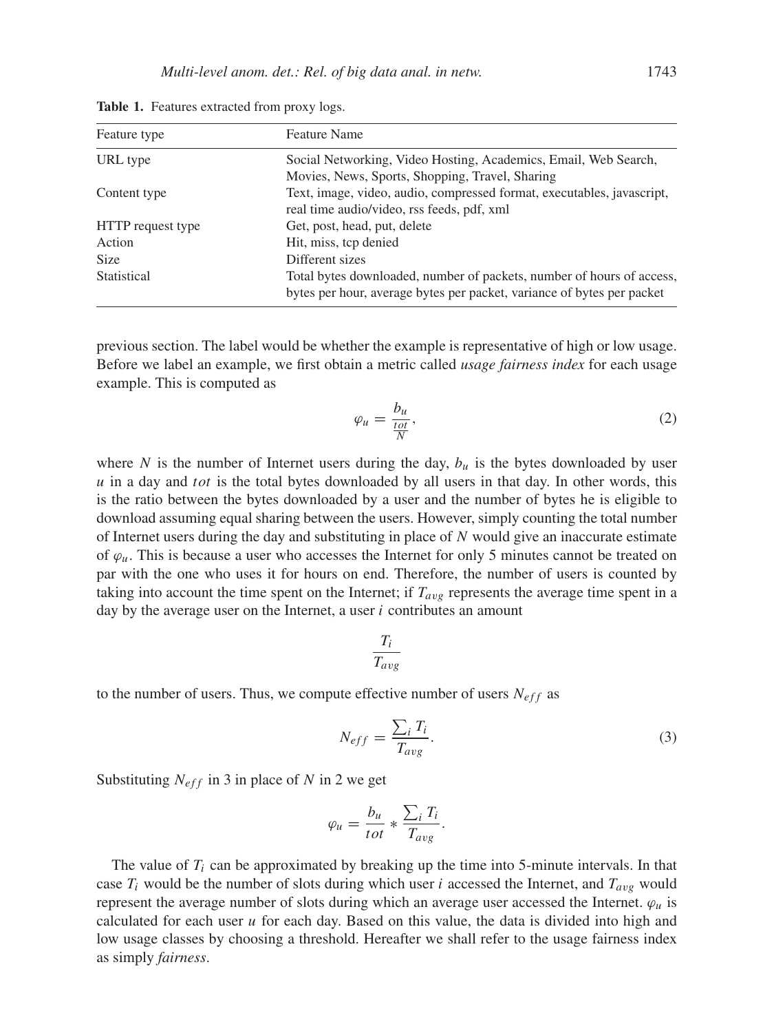**Table 1.** Features extracted from proxy logs.

| Feature type | Feature Name |
|---|---|
| URL type | Social Networking, Video Hosting, Academics, Email, Web Search, Movies, News, Sports, Shopping, Travel, Sharing |
| Content type | Text, image, video, audio, compressed format, executables, javascript, real time audio/video, rss feeds, pdf, xml |
| HTTP request type | Get, post, head, put, delete |
| Action | Hit, miss, tcp denied |
| Size | Different sizes |
| Statistical | Total bytes downloaded, number of packets, number of hours of access, bytes per hour, average bytes per packet, variance of bytes per packet |

previous section. The label would be whether the example is representative of high or low usage. Before we label an example, we first obtain a metric called *usage fairness index* for each usage example. This is computed as

$$\varphi_u = \frac{b_u}{\frac{tot}{N}}, \tag{2}$$

where $N$ is the number of Internet users during the day, $b_u$ is the bytes downloaded by user $u$ in a day and $tot$ is the total bytes downloaded by all users in that day. In other words, this is the ratio between the bytes downloaded by a user and the number of bytes he is eligible to download assuming equal sharing between the users. However, simply counting the total number of Internet users during the day and substituting in place of $N$ would give an inaccurate estimate of $\varphi_u$. This is because a user who accesses the Internet for only 5 minutes cannot be treated on par with the one who uses it for hours on end. Therefore, the number of users is counted by taking into account the time spent on the Internet; if $T_{avg}$ represents the average time spent in a day by the average user on the Internet, a user $i$ contributes an amount

$$\frac{T_i}{T_{avg}}$$

to the number of users. Thus, we compute effective number of users $N_{eff}$ as

$$N_{eff} = \frac{\sum_i T_i}{T_{avg}}. \tag{3}$$

Substituting $N_{eff}$ in 3 in place of $N$ in 2 we get

$$\varphi_u = \frac{b_u}{tot} * \frac{\sum_i T_i}{T_{avg}}.$$

The value of $T_i$ can be approximated by breaking up the time into 5-minute intervals. In that case $T_i$ would be the number of slots during which user $i$ accessed the Internet, and $T_{avg}$ would represent the average number of slots during which an average user accessed the Internet. $\varphi_u$ is calculated for each user $u$ for each day. Based on this value, the data is divided into high and low usage classes by choosing a threshold. Hereafter we shall refer to the usage fairness index as simply *fairness*.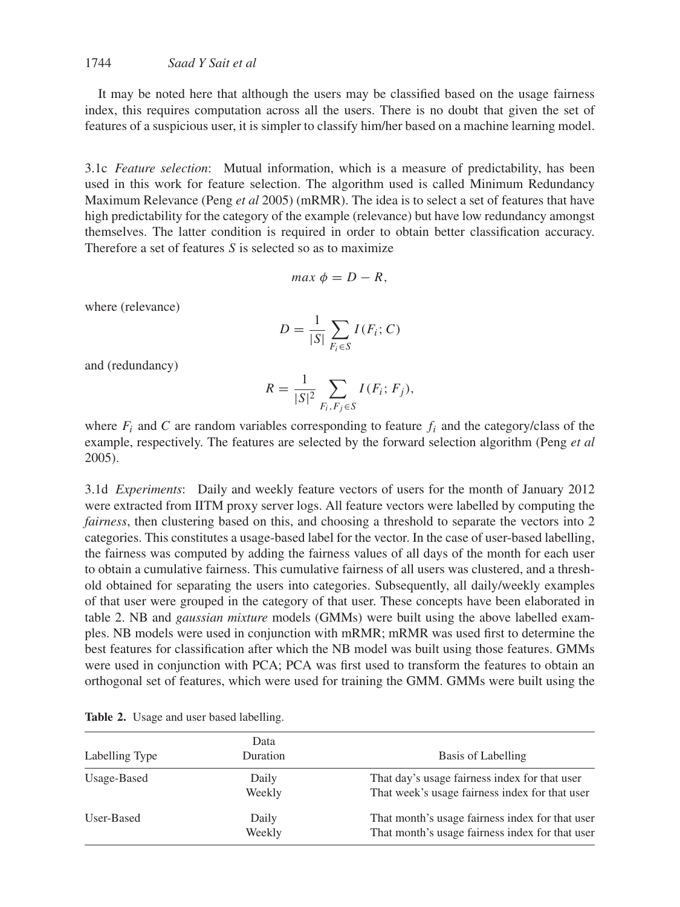It may be noted here that although the users may be classified based on the usage fairness index, this requires computation across all the users. There is no doubt that given the set of features of a suspicious user, it is simpler to classify him/her based on a machine learning model.

3.1c *Feature selection*: Mutual information, which is a measure of predictability, has been used in this work for feature selection. The algorithm used is called Minimum Redundancy Maximum Relevance (Peng *et al* 2005) (mRMR). The idea is to select a set of features that have high predictability for the category of the example (relevance) but have low redundancy amongst themselves. The latter condition is required in order to obtain better classification accuracy. Therefore a set of features $S$ is selected so as to maximize

$$max\ \phi = D - R,$$

where (relevance)

$$D = \frac{1}{|S|} \sum_{F_i \in S} I(F_i; C)$$

and (redundancy)

$$R = \frac{1}{|S|^2} \sum_{F_i, F_j \in S} I(F_i; F_j),$$

where $F_i$ and $C$ are random variables corresponding to feature $f_i$ and the category/class of the example, respectively. The features are selected by the forward selection algorithm (Peng *et al* 2005).

3.1d *Experiments*: Daily and weekly feature vectors of users for the month of January 2012 were extracted from IITM proxy server logs. All feature vectors were labelled by computing the *fairness*, then clustering based on this, and choosing a threshold to separate the vectors into 2 categories. This constitutes a usage-based label for the vector. In the case of user-based labelling, the fairness was computed by adding the fairness values of all days of the month for each user to obtain a cumulative fairness. This cumulative fairness of all users was clustered, and a threshold obtained for separating the users into categories. Subsequently, all daily/weekly examples of that user were grouped in the category of that user. These concepts have been elaborated in table 2. NB and *gaussian mixture* models (GMMs) were built using the above labelled examples. NB models were used in conjunction with mRMR; mRMR was used first to determine the best features for classification after which the NB model was built using those features. GMMs were used in conjunction with PCA; PCA was first used to transform the features to obtain an orthogonal set of features, which were used for training the GMM. GMMs were built using the

**Table 2.** Usage and user based labelling.

| Labelling Type | Data Duration | Basis of Labelling |
|---|---|---|
| Usage-Based | Daily | That day's usage fairness index for that user |
| | Weekly | That week's usage fairness index for that user |
| User-Based | Daily | That month's usage fairness index for that user |
| | Weekly | That month's usage fairness index for that user |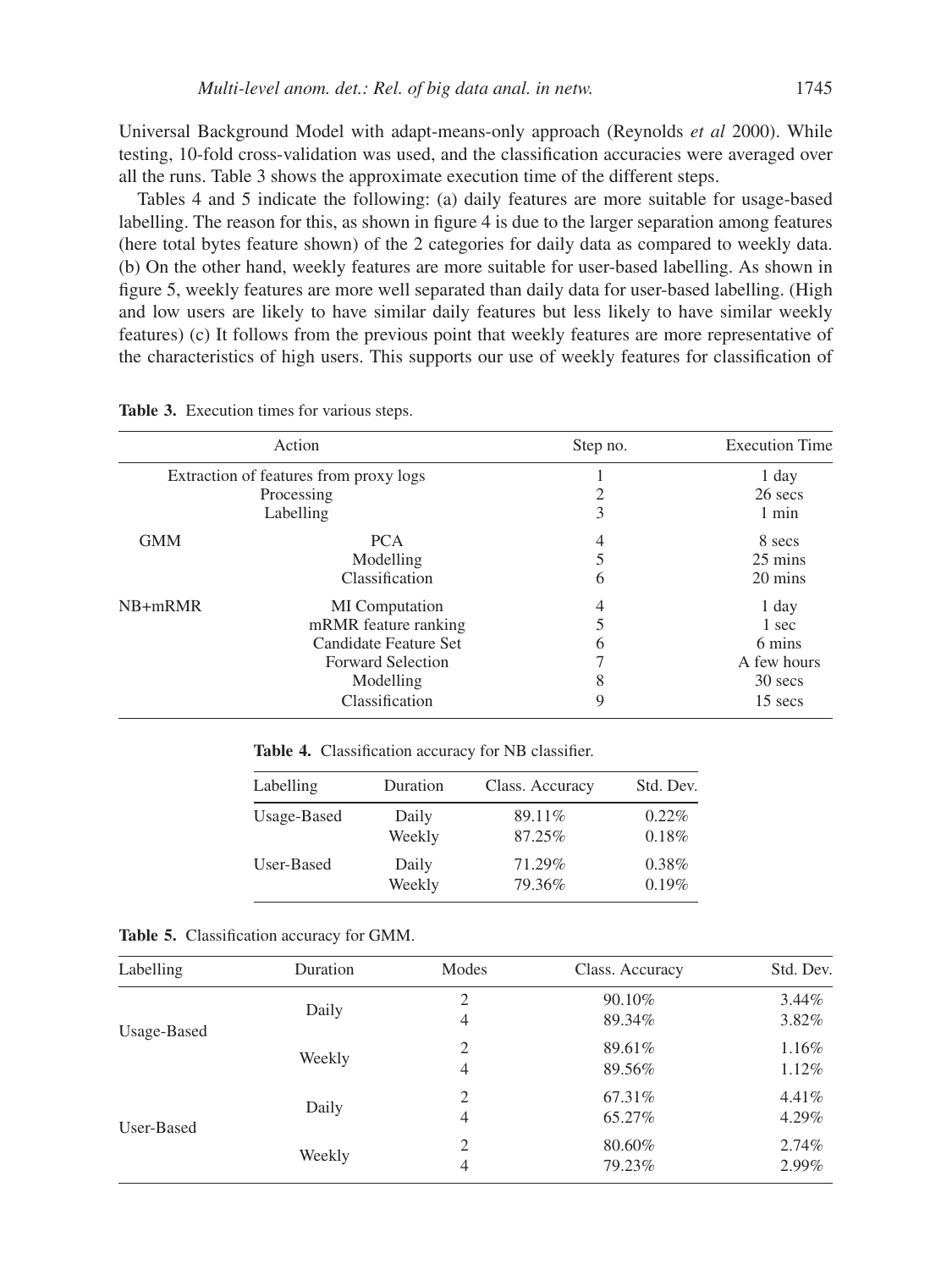Universal Background Model with adapt-means-only approach (Reynolds *et al* 2000). While testing, 10-fold cross-validation was used, and the classification accuracies were averaged over all the runs. Table 3 shows the approximate execution time of the different steps.

Tables 4 and 5 indicate the following: (a) daily features are more suitable for usage-based labelling. The reason for this, as shown in figure 4 is due to the larger separation among features (here total bytes feature shown) of the 2 categories for daily data as compared to weekly data. (b) On the other hand, weekly features are more suitable for user-based labelling. As shown in figure 5, weekly features are more well separated than daily data for user-based labelling. (High and low users are likely to have similar daily features but less likely to have similar weekly features) (c) It follows from the previous point that weekly features are more representative of the characteristics of high users. This supports our use of weekly features for classification of

**Table 3.** Execution times for various steps.

| Action | | Step no. | Execution Time |
|---|---|---|---|
| Extraction of features from proxy logs | | 1 | 1 day |
| Processing | | 2 | 26 secs |
| Labelling | | 3 | 1 min |
| GMM | PCA | 4 | 8 secs |
| | Modelling | 5 | 25 mins |
| | Classification | 6 | 20 mins |
| NB+mRMR | MI Computation | 4 | 1 day |
| | mRMR feature ranking | 5 | 1 sec |
| | Candidate Feature Set | 6 | 6 mins |
| | Forward Selection | 7 | A few hours |
| | Modelling | 8 | 30 secs |
| | Classification | 9 | 15 secs |

**Table 4.** Classification accuracy for NB classifier.

| Labelling | Duration | Class. Accuracy | Std. Dev. |
|---|---|---|---|
| Usage-Based | Daily | 89.11% | 0.22% |
| | Weekly | 87.25% | 0.18% |
| User-Based | Daily | 71.29% | 0.38% |
| | Weekly | 79.36% | 0.19% |

**Table 5.** Classification accuracy for GMM.

| Labelling | Duration | Modes | Class. Accuracy | Std. Dev. |
|---|---|---|---|---|
| Usage-Based | Daily | 2 | 90.10% | 3.44% |
| | | 4 | 89.34% | 3.82% |
| | Weekly | 2 | 89.61% | 1.16% |
| | | 4 | 89.56% | 1.12% |
| User-Based | Daily | 2 | 67.31% | 4.41% |
| | | 4 | 65.27% | 4.29% |
| | Weekly | 2 | 80.60% | 2.74% |
| | | 4 | 79.23% | 2.99% |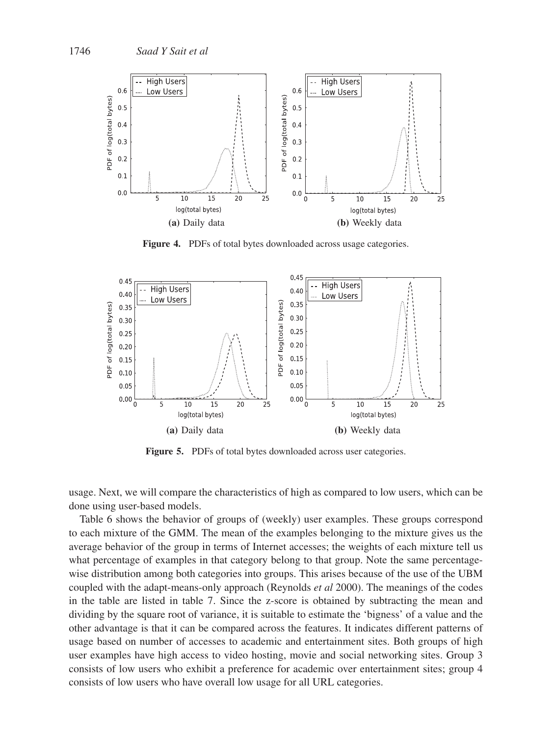**Figure 4.** PDFs of total bytes downloaded across usage categories.

**(a)** Daily data

**(b)** Weekly data

**Figure 5.** PDFs of total bytes downloaded across user categories.

**(a)** Daily data

**(b)** Weekly data

usage. Next, we will compare the characteristics of high as compared to low users, which can be done using user-based models.

Table 6 shows the behavior of groups of (weekly) user examples. These groups correspond to each mixture of the GMM. The mean of the examples belonging to the mixture gives us the average behavior of the group in terms of Internet accesses; the weights of each mixture tell us what percentage of examples in that category belong to that group. Note the same percentage-wise distribution among both categories into groups. This arises because of the use of the UBM coupled with the adapt-means-only approach (Reynolds *et al* 2000). The meanings of the codes in the table are listed in table 7. Since the z-score is obtained by subtracting the mean and dividing by the square root of variance, it is suitable to estimate the 'bigness' of a value and the other advantage is that it can be compared across the features. It indicates different patterns of usage based on number of accesses to academic and entertainment sites. Both groups of high user examples have high access to video hosting, movie and social networking sites. Group 3 consists of low users who exhibit a preference for academic over entertainment sites; group 4 consists of low users who have overall low usage for all URL categories.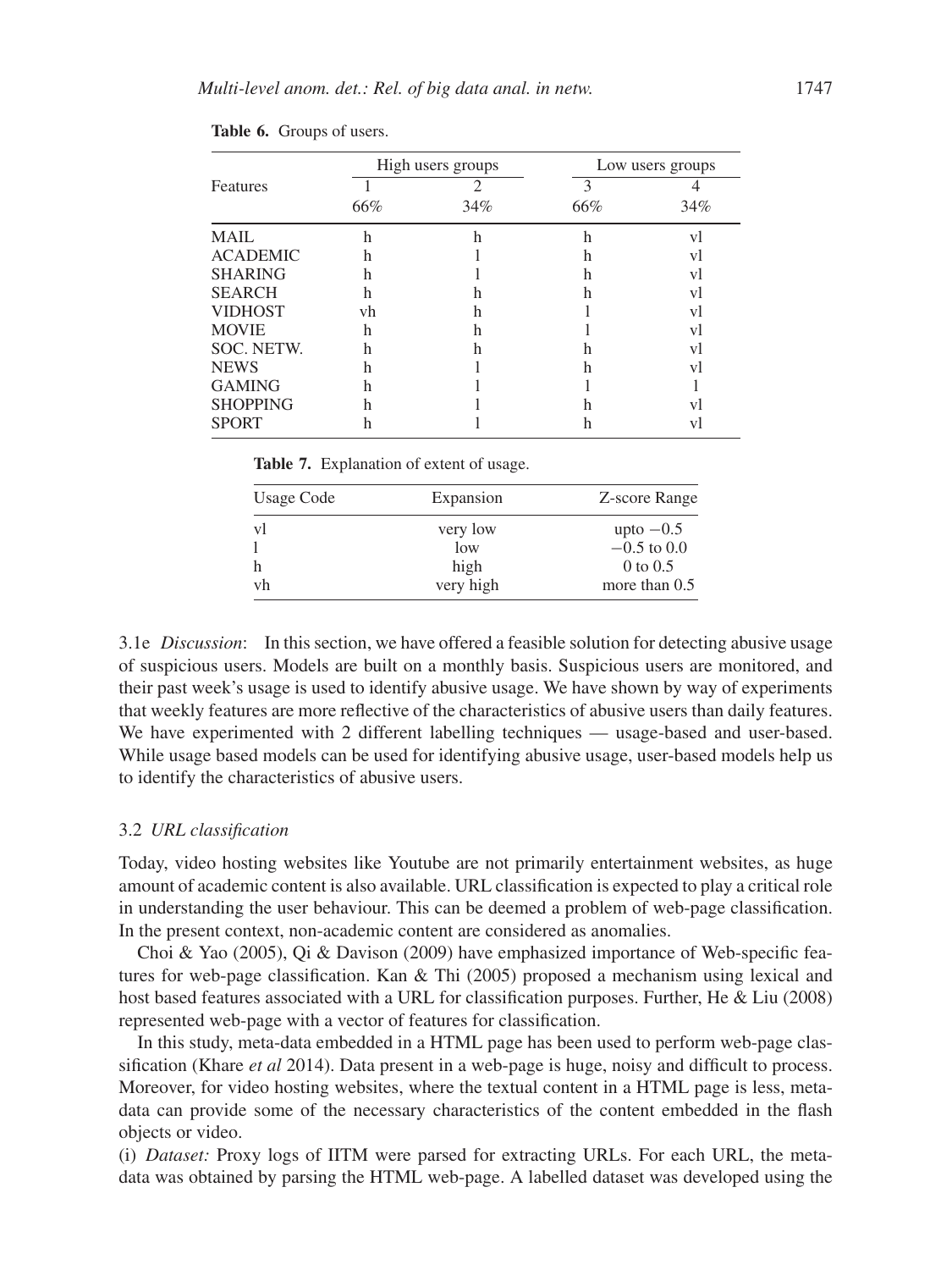**Table 6.** Groups of users.

| Features | High users groups | | Low users groups | |
|---|---|---|---|---|
| | 1 | 2 | 3 | 4 |
| | 66% | 34% | 66% | 34% |
| MAIL | h | h | h | vl |
| ACADEMIC | h | l | h | vl |
| SHARING | h | l | h | vl |
| SEARCH | h | h | h | vl |
| VIDHOST | vh | h | l | vl |
| MOVIE | h | h | l | vl |
| SOC. NETW. | h | h | h | vl |
| NEWS | h | l | h | vl |
| GAMING | h | l | l | l |
| SHOPPING | h | l | h | vl |
| SPORT | h | l | h | vl |

**Table 7.** Explanation of extent of usage.

| Usage Code | Expansion | Z-score Range |
|---|---|---|
| vl | very low | upto $-0.5$ |
| l | low | $-0.5$ to 0.0 |
| h | high | 0 to 0.5 |
| vh | very high | more than 0.5 |

3.1e *Discussion*: In this section, we have offered a feasible solution for detecting abusive usage of suspicious users. Models are built on a monthly basis. Suspicious users are monitored, and their past week's usage is used to identify abusive usage. We have shown by way of experiments that weekly features are more reflective of the characteristics of abusive users than daily features. We have experimented with 2 different labelling techniques — usage-based and user-based. While usage based models can be used for identifying abusive usage, user-based models help us to identify the characteristics of abusive users.

### 3.2 *URL classification*

Today, video hosting websites like Youtube are not primarily entertainment websites, as huge amount of academic content is also available. URL classification is expected to play a critical role in understanding the user behaviour. This can be deemed a problem of web-page classification. In the present context, non-academic content are considered as anomalies.

Choi & Yao (2005), Qi & Davison (2009) have emphasized importance of Web-specific features for web-page classification. Kan & Thi (2005) proposed a mechanism using lexical and host based features associated with a URL for classification purposes. Further, He & Liu (2008) represented web-page with a vector of features for classification.

In this study, meta-data embedded in a HTML page has been used to perform web-page classification (Khare *et al* 2014). Data present in a web-page is huge, noisy and difficult to process. Moreover, for video hosting websites, where the textual content in a HTML page is less, meta-data can provide some of the necessary characteristics of the content embedded in the flash objects or video.

(i) *Dataset:* Proxy logs of IITM were parsed for extracting URLs. For each URL, the meta-data was obtained by parsing the HTML web-page. A labelled dataset was developed using the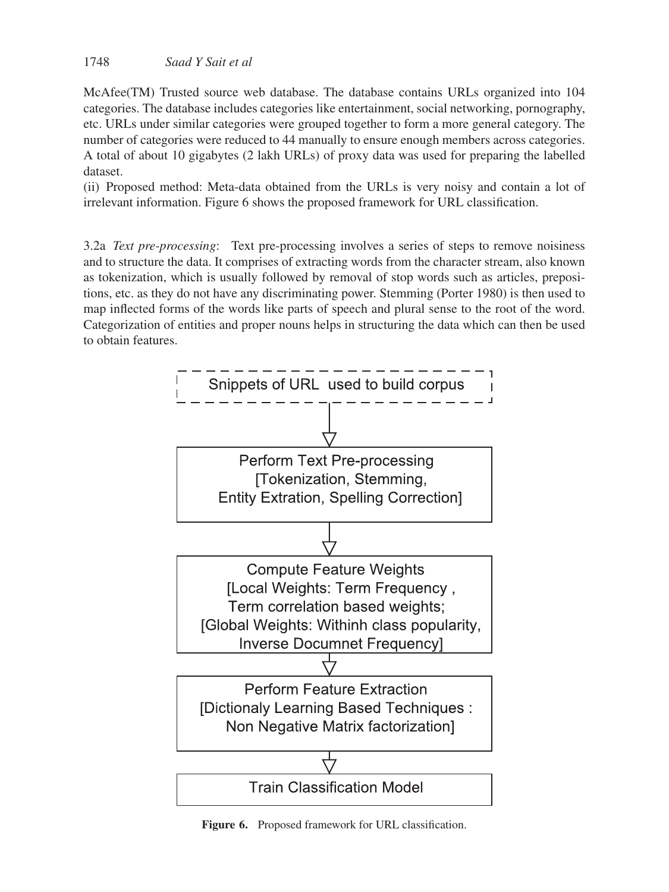McAfee(TM) Trusted source web database. The database contains URLs organized into 104 categories. The database includes categories like entertainment, social networking, pornography, etc. URLs under similar categories were grouped together to form a more general category. The number of categories were reduced to 44 manually to ensure enough members across categories. A total of about 10 gigabytes (2 lakh URLs) of proxy data was used for preparing the labelled dataset.

(ii) Proposed method: Meta-data obtained from the URLs is very noisy and contain a lot of irrelevant information. Figure 6 shows the proposed framework for URL classification.

3.2a *Text pre-processing*: Text pre-processing involves a series of steps to remove noisiness and to structure the data. It comprises of extracting words from the character stream, also known as tokenization, which is usually followed by removal of stop words such as articles, prepositions, etc. as they do not have any discriminating power. Stemming (Porter 1980) is then used to map inflected forms of the words like parts of speech and plural sense to the root of the word. Categorization of entities and proper nouns helps in structuring the data which can then be used to obtain features.

Snippets of URL used to build corpus

↓

Perform Text Pre-processing
[Tokenization, Stemming,
Entity Extration, Spelling Correction]

↓

Compute Feature Weights
[Local Weights: Term Frequency ,
Term correlation based weights;
[Global Weights: Withinh class popularity,
Inverse Documnet Frequency]

↓

Perform Feature Extraction
[Dictionaly Learning Based Techniques :
Non Negative Matrix factorization]

↓

Train Classification Model

**Figure 6.** Proposed framework for URL classification.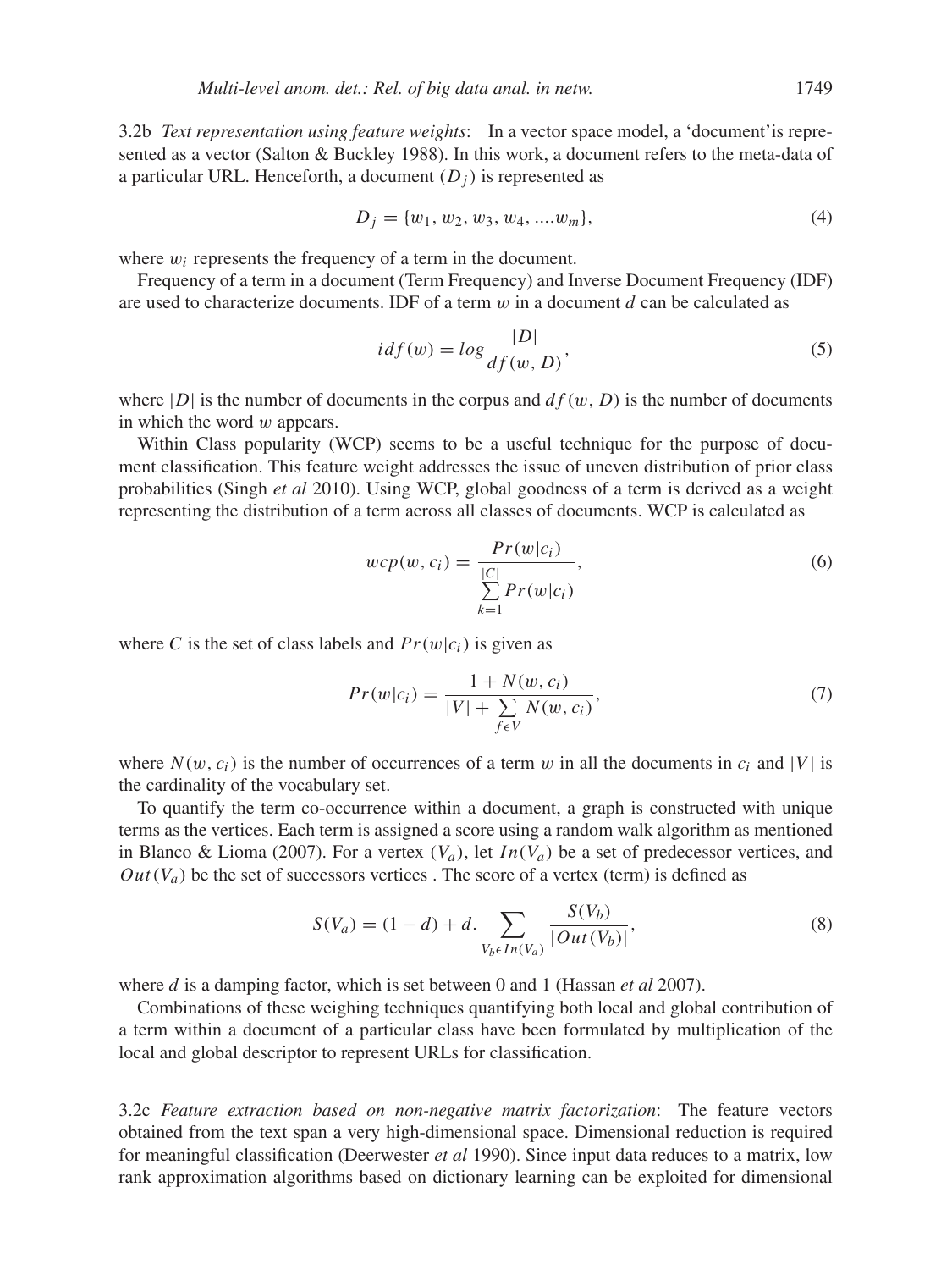3.2b *Text representation using feature weights*: In a vector space model, a 'document'is represented as a vector (Salton & Buckley 1988). In this work, a document refers to the meta-data of a particular URL. Henceforth, a document ($D_j$) is represented as

$$D_j = \{w_1, w_2, w_3, w_4, ....w_m\}, \tag{4}$$

where $w_i$ represents the frequency of a term in the document.

Frequency of a term in a document (Term Frequency) and Inverse Document Frequency (IDF) are used to characterize documents. IDF of a term $w$ in a document $d$ can be calculated as

$$idf(w) = log\frac{|D|}{df(w, D)}, \tag{5}$$

where $|D|$ is the number of documents in the corpus and $df(w, D)$ is the number of documents in which the word $w$ appears.

Within Class popularity (WCP) seems to be a useful technique for the purpose of document classification. This feature weight addresses the issue of uneven distribution of prior class probabilities (Singh *et al* 2010). Using WCP, global goodness of a term is derived as a weight representing the distribution of a term across all classes of documents. WCP is calculated as

$$wcp(w, c_i) = \frac{Pr(w|c_i)}{\sum_{k=1}^{|C|} Pr(w|c_i)}, \tag{6}$$

where $C$ is the set of class labels and $Pr(w|c_i)$ is given as

$$Pr(w|c_i) = \frac{1 + N(w, c_i)}{|V| + \sum_{f \epsilon V} N(w, c_i)}, \tag{7}$$

where $N(w, c_i)$ is the number of occurrences of a term $w$ in all the documents in $c_i$ and $|V|$ is the cardinality of the vocabulary set.

To quantify the term co-occurrence within a document, a graph is constructed with unique terms as the vertices. Each term is assigned a score using a random walk algorithm as mentioned in Blanco & Lioma (2007). For a vertex ($V_a$), let $In(V_a)$ be a set of predecessor vertices, and $Out(V_a)$ be the set of successors vertices . The score of a vertex (term) is defined as

$$S(V_a) = (1 - d) + d. \sum_{V_b \epsilon In(V_a)} \frac{S(V_b)}{|Out(V_b)|}, \tag{8}$$

where $d$ is a damping factor, which is set between 0 and 1 (Hassan *et al* 2007).

Combinations of these weighing techniques quantifying both local and global contribution of a term within a document of a particular class have been formulated by multiplication of the local and global descriptor to represent URLs for classification.

3.2c *Feature extraction based on non-negative matrix factorization*: The feature vectors obtained from the text span a very high-dimensional space. Dimensional reduction is required for meaningful classification (Deerwester *et al* 1990). Since input data reduces to a matrix, low rank approximation algorithms based on dictionary learning can be exploited for dimensional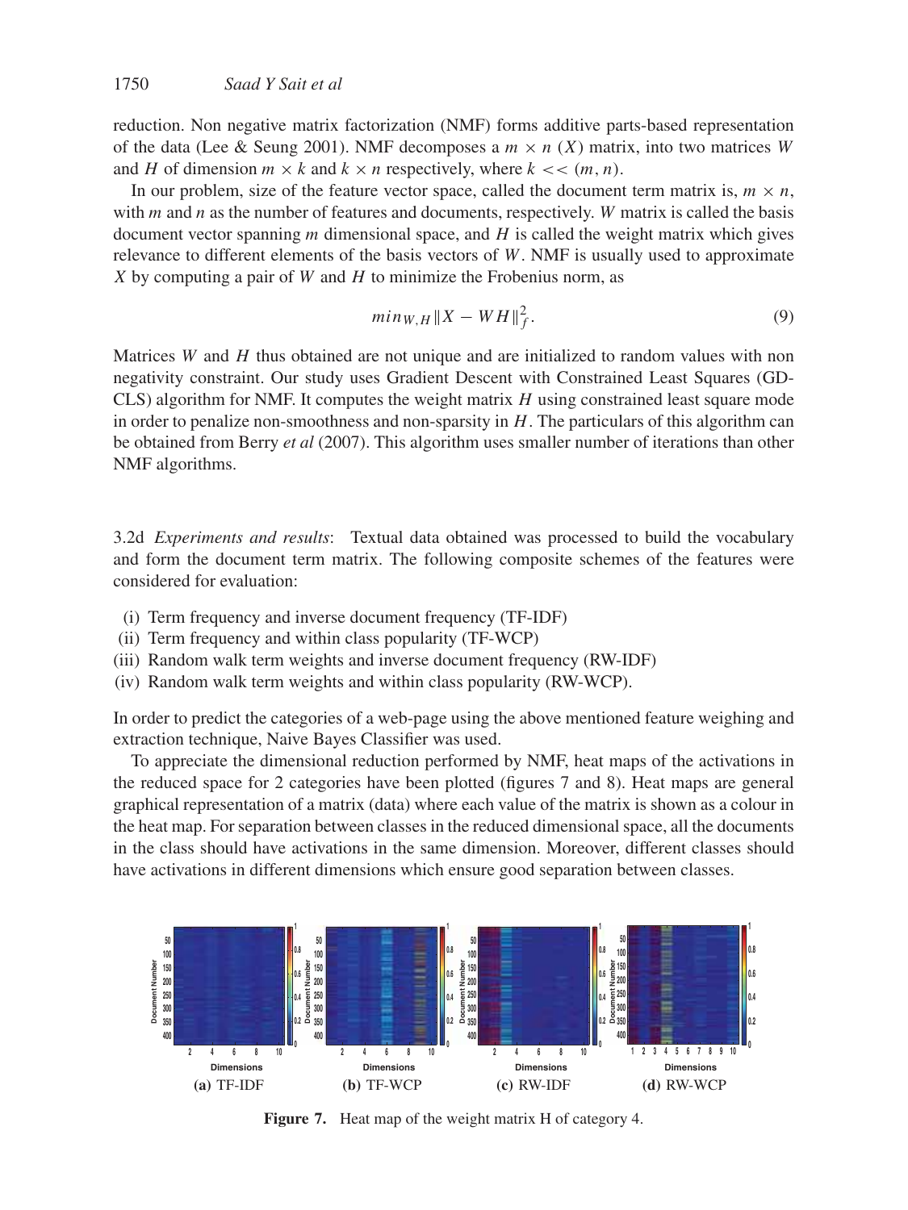reduction. Non negative matrix factorization (NMF) forms additive parts-based representation of the data (Lee & Seung 2001). NMF decomposes a $m \times n$ ($X$) matrix, into two matrices $W$ and $H$ of dimension $m \times k$ and $k \times n$ respectively, where $k << (m, n)$.

In our problem, size of the feature vector space, called the document term matrix is, $m \times n$, with $m$ and $n$ as the number of features and documents, respectively. $W$ matrix is called the basis document vector spanning $m$ dimensional space, and $H$ is called the weight matrix which gives relevance to different elements of the basis vectors of $W$. NMF is usually used to approximate $X$ by computing a pair of $W$ and $H$ to minimize the Frobenius norm, as

$$min_{W,H} \|X - WH\|_f^2. \tag{9}$$

Matrices $W$ and $H$ thus obtained are not unique and are initialized to random values with non negativity constraint. Our study uses Gradient Descent with Constrained Least Squares (GD-CLS) algorithm for NMF. It computes the weight matrix $H$ using constrained least square mode in order to penalize non-smoothness and non-sparsity in $H$. The particulars of this algorithm can be obtained from Berry *et al* (2007). This algorithm uses smaller number of iterations than other NMF algorithms.

3.2d *Experiments and results*: Textual data obtained was processed to build the vocabulary and form the document term matrix. The following composite schemes of the features were considered for evaluation:

(i) Term frequency and inverse document frequency (TF-IDF)
(ii) Term frequency and within class popularity (TF-WCP)
(iii) Random walk term weights and inverse document frequency (RW-IDF)
(iv) Random walk term weights and within class popularity (RW-WCP).

In order to predict the categories of a web-page using the above mentioned feature weighing and extraction technique, Naive Bayes Classifier was used.

To appreciate the dimensional reduction performed by NMF, heat maps of the activations in the reduced space for 2 categories have been plotted (figures 7 and 8). Heat maps are general graphical representation of a matrix (data) where each value of the matrix is shown as a colour in the heat map. For separation between classes in the reduced dimensional space, all the documents in the class should have activations in the same dimension. Moreover, different classes should have activations in different dimensions which ensure good separation between classes.

**(a)** TF-IDF **(b)** TF-WCP **(c)** RW-IDF **(d)** RW-WCP

**Figure 7.** Heat map of the weight matrix H of category 4.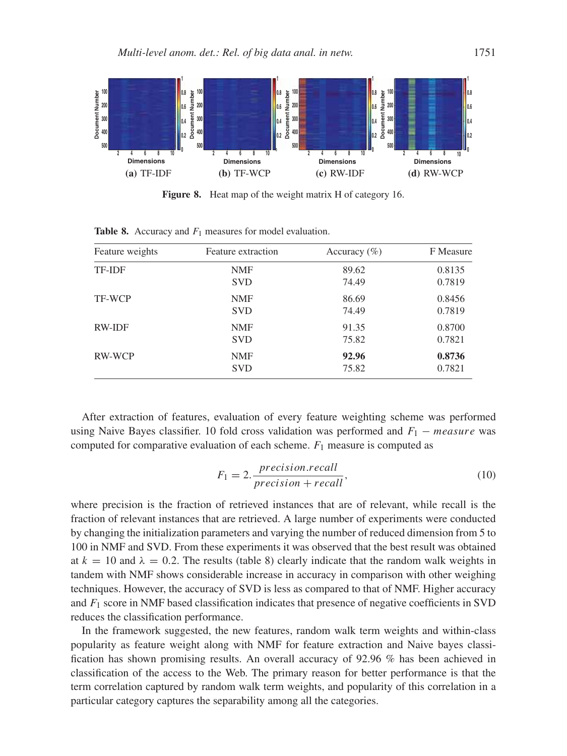**Figure 8.** Heat map of the weight matrix H of category 16.

(a) TF-IDF (b) TF-WCP (c) RW-IDF (d) RW-WCP

**Table 8.** Accuracy and $F_1$ measures for model evaluation.

| Feature weights | Feature extraction | Accuracy (%) | F Measure |
|---|---|---|---|
| TF-IDF | NMF | 89.62 | 0.8135 |
| | SVD | 74.49 | 0.7819 |
| TF-WCP | NMF | 86.69 | 0.8456 |
| | SVD | 74.49 | 0.7819 |
| RW-IDF | NMF | 91.35 | 0.8700 |
| | SVD | 75.82 | 0.7821 |
| RW-WCP | NMF | **92.96** | **0.8736** |
| | SVD | 75.82 | 0.7821 |

After extraction of features, evaluation of every feature weighting scheme was performed using Naive Bayes classifier. 10 fold cross validation was performed and $F_1 - measure$ was computed for comparative evaluation of each scheme. $F_1$ measure is computed as

$$F_1 = 2.\frac{precision.recall}{precision + recall}, \tag{10}$$

where precision is the fraction of retrieved instances that are of relevant, while recall is the fraction of relevant instances that are retrieved. A large number of experiments were conducted by changing the initialization parameters and varying the number of reduced dimension from 5 to 100 in NMF and SVD. From these experiments it was observed that the best result was obtained at $k = 10$ and $\lambda = 0.2$. The results (table 8) clearly indicate that the random walk weights in tandem with NMF shows considerable increase in accuracy in comparison with other weighing techniques. However, the accuracy of SVD is less as compared to that of NMF. Higher accuracy and $F_1$ score in NMF based classification indicates that presence of negative coefficients in SVD reduces the classification performance.

In the framework suggested, the new features, random walk term weights and within-class popularity as feature weight along with NMF for feature extraction and Naive bayes classification has shown promising results. An overall accuracy of 92.96 % has been achieved in classification of the access to the Web. The primary reason for better performance is that the term correlation captured by random walk term weights, and popularity of this correlation in a particular category captures the separability among all the categories.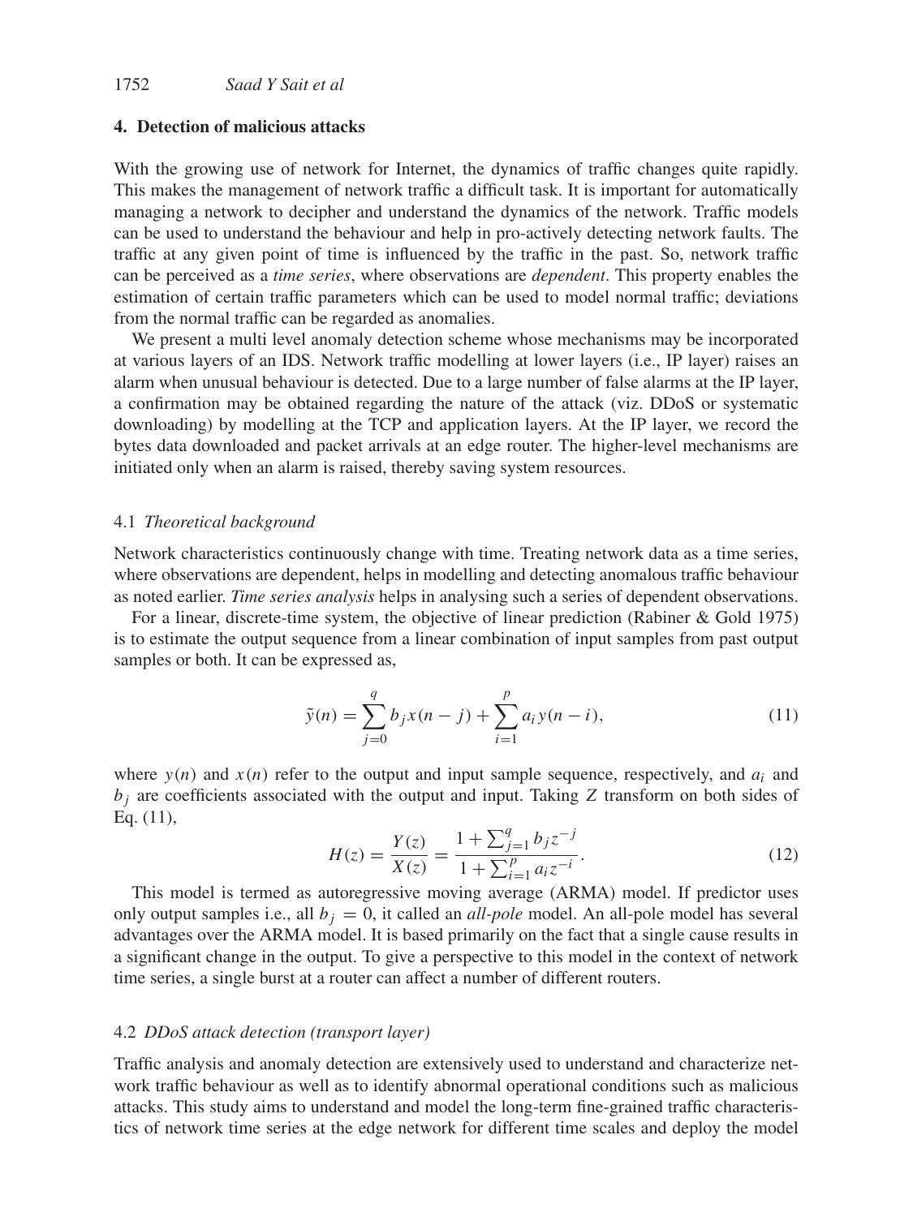## 4. Detection of malicious attacks

With the growing use of network for Internet, the dynamics of traffic changes quite rapidly. This makes the management of network traffic a difficult task. It is important for automatically managing a network to decipher and understand the dynamics of the network. Traffic models can be used to understand the behaviour and help in pro-actively detecting network faults. The traffic at any given point of time is influenced by the traffic in the past. So, network traffic can be perceived as a *time series*, where observations are *dependent*. This property enables the estimation of certain traffic parameters which can be used to model normal traffic; deviations from the normal traffic can be regarded as anomalies.

We present a multi level anomaly detection scheme whose mechanisms may be incorporated at various layers of an IDS. Network traffic modelling at lower layers (i.e., IP layer) raises an alarm when unusual behaviour is detected. Due to a large number of false alarms at the IP layer, a confirmation may be obtained regarding the nature of the attack (viz. DDoS or systematic downloading) by modelling at the TCP and application layers. At the IP layer, we record the bytes data downloaded and packet arrivals at an edge router. The higher-level mechanisms are initiated only when an alarm is raised, thereby saving system resources.

### 4.1 *Theoretical background*

Network characteristics continuously change with time. Treating network data as a time series, where observations are dependent, helps in modelling and detecting anomalous traffic behaviour as noted earlier. *Time series analysis* helps in analysing such a series of dependent observations.

For a linear, discrete-time system, the objective of linear prediction (Rabiner & Gold 1975) is to estimate the output sequence from a linear combination of input samples from past output samples or both. It can be expressed as,

$$\tilde{y}(n) = \sum_{j=0}^{q} b_j x(n-j) + \sum_{i=1}^{p} a_i y(n-i), \tag{11}$$

where $y(n)$ and $x(n)$ refer to the output and input sample sequence, respectively, and $a_i$ and $b_j$ are coefficients associated with the output and input. Taking $Z$ transform on both sides of Eq. (11),

$$H(z) = \frac{Y(z)}{X(z)} = \frac{1 + \sum_{j=1}^{q} b_j z^{-j}}{1 + \sum_{i=1}^{p} a_i z^{-i}}. \tag{12}$$

This model is termed as autoregressive moving average (ARMA) model. If predictor uses only output samples i.e., all $b_j = 0$, it called an *all-pole* model. An all-pole model has several advantages over the ARMA model. It is based primarily on the fact that a single cause results in a significant change in the output. To give a perspective to this model in the context of network time series, a single burst at a router can affect a number of different routers.

### 4.2 *DDoS attack detection (transport layer)*

Traffic analysis and anomaly detection are extensively used to understand and characterize network traffic behaviour as well as to identify abnormal operational conditions such as malicious attacks. This study aims to understand and model the long-term fine-grained traffic characteristics of network time series at the edge network for different time scales and deploy the model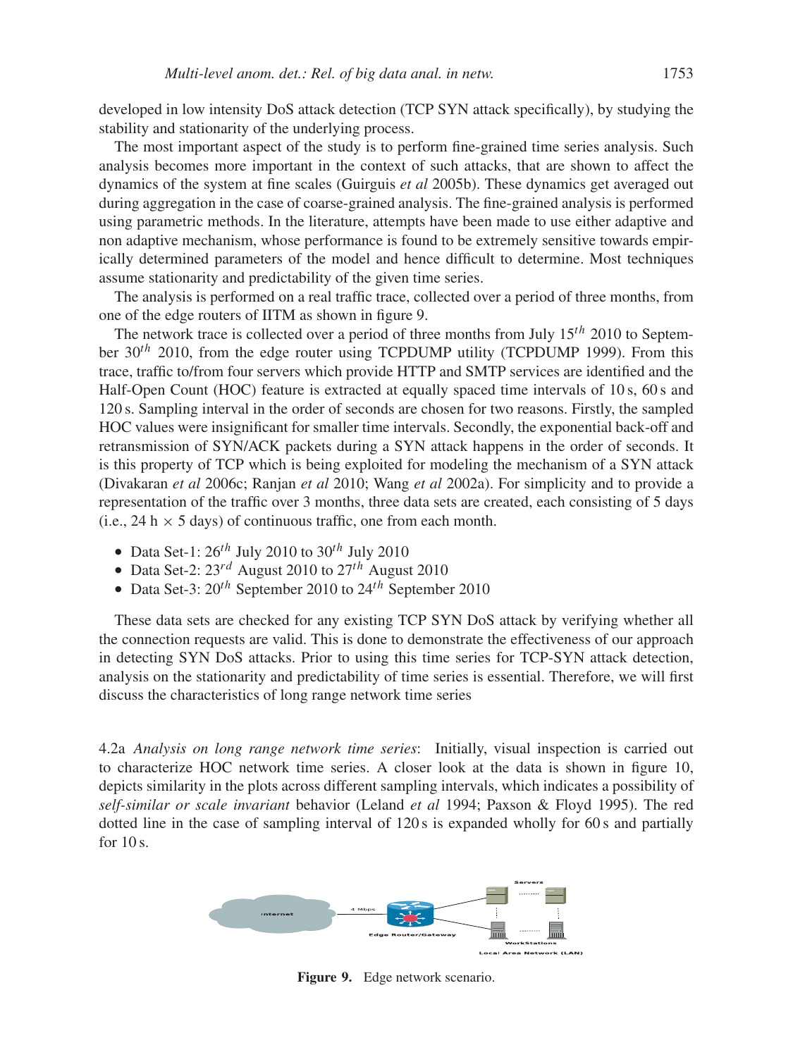developed in low intensity DoS attack detection (TCP SYN attack specifically), by studying the stability and stationarity of the underlying process.

The most important aspect of the study is to perform fine-grained time series analysis. Such analysis becomes more important in the context of such attacks, that are shown to affect the dynamics of the system at fine scales (Guirguis *et al* 2005b). These dynamics get averaged out during aggregation in the case of coarse-grained analysis. The fine-grained analysis is performed using parametric methods. In the literature, attempts have been made to use either adaptive and non adaptive mechanism, whose performance is found to be extremely sensitive towards empirically determined parameters of the model and hence difficult to determine. Most techniques assume stationarity and predictability of the given time series.

The analysis is performed on a real traffic trace, collected over a period of three months, from one of the edge routers of IITM as shown in figure 9.

The network trace is collected over a period of three months from July $15^{th}$ 2010 to September $30^{th}$ 2010, from the edge router using TCPDUMP utility (TCPDUMP 1999). From this trace, traffic to/from four servers which provide HTTP and SMTP services are identified and the Half-Open Count (HOC) feature is extracted at equally spaced time intervals of 10 s, 60 s and 120 s. Sampling interval in the order of seconds are chosen for two reasons. Firstly, the sampled HOC values were insignificant for smaller time intervals. Secondly, the exponential back-off and retransmission of SYN/ACK packets during a SYN attack happens in the order of seconds. It is this property of TCP which is being exploited for modeling the mechanism of a SYN attack (Divakaran *et al* 2006c; Ranjan *et al* 2010; Wang *et al* 2002a). For simplicity and to provide a representation of the traffic over 3 months, three data sets are created, each consisting of 5 days (i.e., 24 h $\times$ 5 days) of continuous traffic, one from each month.

- Data Set-1: $26^{th}$ July 2010 to $30^{th}$ July 2010
- Data Set-2: $23^{rd}$ August 2010 to $27^{th}$ August 2010
- Data Set-3: $20^{th}$ September 2010 to $24^{th}$ September 2010

These data sets are checked for any existing TCP SYN DoS attack by verifying whether all the connection requests are valid. This is done to demonstrate the effectiveness of our approach in detecting SYN DoS attacks. Prior to using this time series for TCP-SYN attack detection, analysis on the stationarity and predictability of time series is essential. Therefore, we will first discuss the characteristics of long range network time series

4.2a *Analysis on long range network time series*: Initially, visual inspection is carried out to characterize HOC network time series. A closer look at the data is shown in figure 10, depicts similarity in the plots across different sampling intervals, which indicates a possibility of *self-similar or scale invariant* behavior (Leland *et al* 1994; Paxson & Floyd 1995). The red dotted line in the case of sampling interval of 120 s is expanded wholly for 60 s and partially for 10 s.

Internet — 4 Mbps — Edge Router/Gateway — Servers — WorkStations — Local Area Network (LAN)

**Figure 9.** Edge network scenario.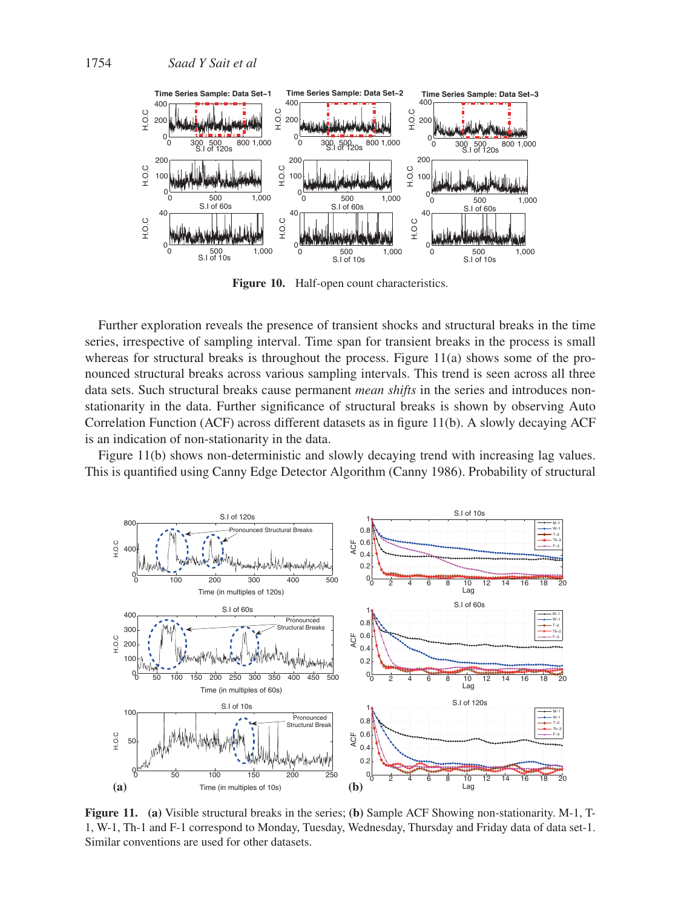**Figure 10.** Half-open count characteristics.

Further exploration reveals the presence of transient shocks and structural breaks in the time series, irrespective of sampling interval. Time span for transient breaks in the process is small whereas for structural breaks is throughout the process. Figure 11(a) shows some of the pronounced structural breaks across various sampling intervals. This trend is seen across all three data sets. Such structural breaks cause permanent *mean shifts* in the series and introduces non-stationarity in the data. Further significance of structural breaks is shown by observing Auto Correlation Function (ACF) across different datasets as in figure 11(b). A slowly decaying ACF is an indication of non-stationarity in the data.

Figure 11(b) shows non-deterministic and slowly decaying trend with increasing lag values. This is quantified using Canny Edge Detector Algorithm (Canny 1986). Probability of structural

**Figure 11.** **(a)** Visible structural breaks in the series; **(b)** Sample ACF Showing non-stationarity. M-1, T-1, W-1, Th-1 and F-1 correspond to Monday, Tuesday, Wednesday, Thursday and Friday data of data set-1. Similar conventions are used for other datasets.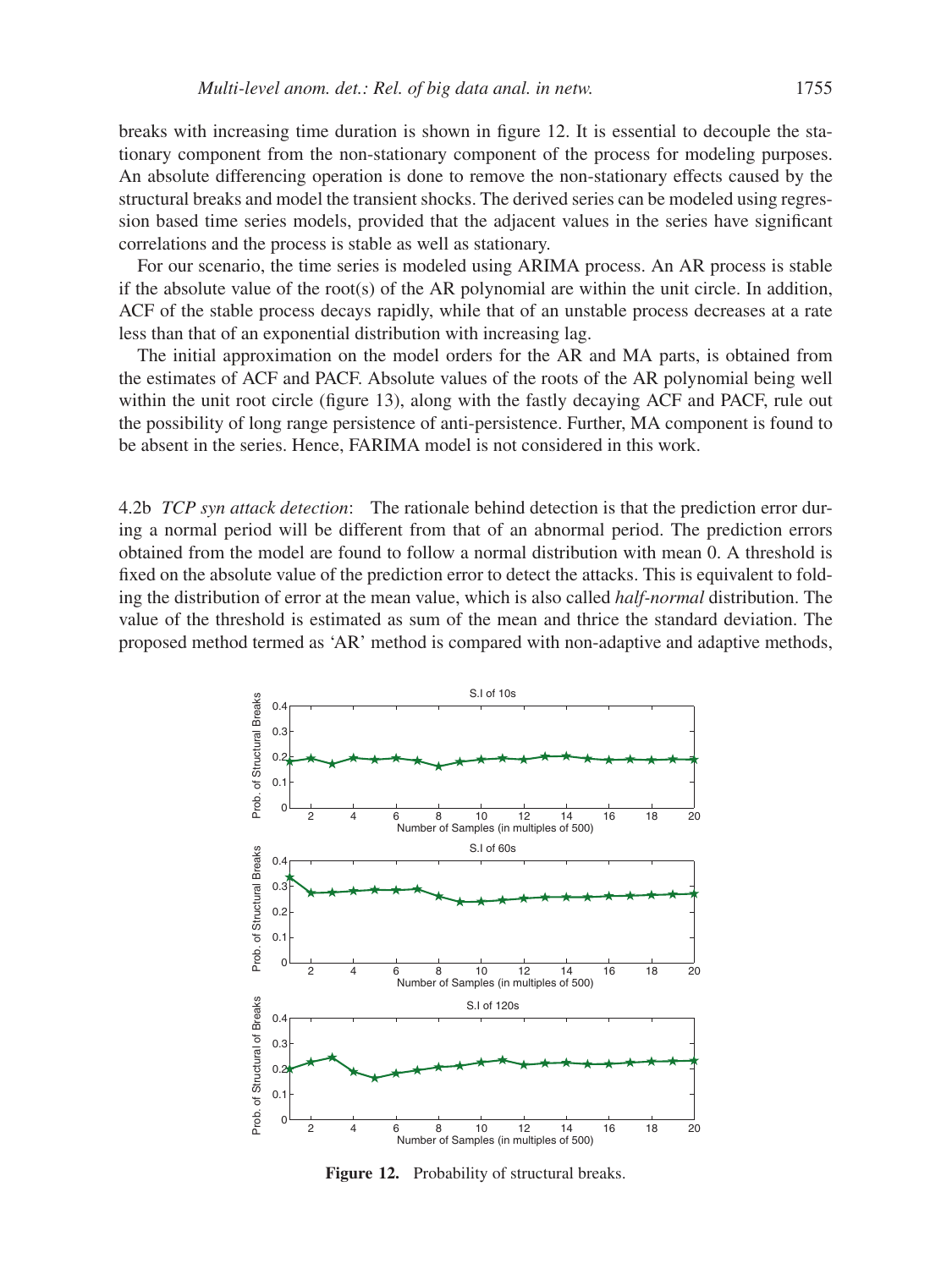breaks with increasing time duration is shown in figure 12. It is essential to decouple the stationary component from the non-stationary component of the process for modeling purposes. An absolute differencing operation is done to remove the non-stationary effects caused by the structural breaks and model the transient shocks. The derived series can be modeled using regression based time series models, provided that the adjacent values in the series have significant correlations and the process is stable as well as stationary.

For our scenario, the time series is modeled using ARIMA process. An AR process is stable if the absolute value of the root(s) of the AR polynomial are within the unit circle. In addition, ACF of the stable process decays rapidly, while that of an unstable process decreases at a rate less than that of an exponential distribution with increasing lag.

The initial approximation on the model orders for the AR and MA parts, is obtained from the estimates of ACF and PACF. Absolute values of the roots of the AR polynomial being well within the unit root circle (figure 13), along with the fastly decaying ACF and PACF, rule out the possibility of long range persistence of anti-persistence. Further, MA component is found to be absent in the series. Hence, FARIMA model is not considered in this work.

4.2b *TCP syn attack detection*: The rationale behind detection is that the prediction error during a normal period will be different from that of an abnormal period. The prediction errors obtained from the model are found to follow a normal distribution with mean 0. A threshold is fixed on the absolute value of the prediction error to detect the attacks. This is equivalent to folding the distribution of error at the mean value, which is also called *half-normal* distribution. The value of the threshold is estimated as sum of the mean and thrice the standard deviation. The proposed method termed as 'AR' method is compared with non-adaptive and adaptive methods,

**Figure 12.** Probability of structural breaks.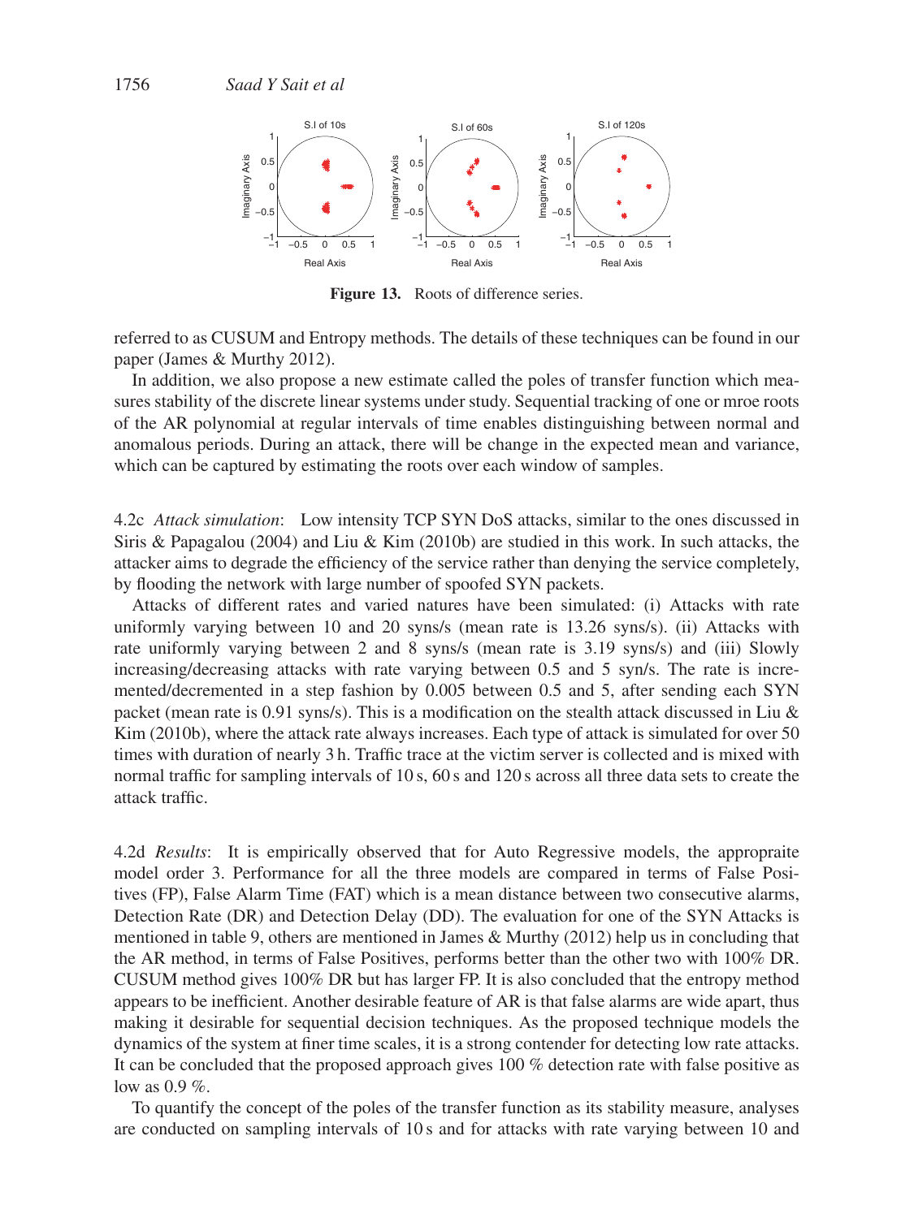**Figure 13.** Roots of difference series.

referred to as CUSUM and Entropy methods. The details of these techniques can be found in our paper (James & Murthy 2012).

In addition, we also propose a new estimate called the poles of transfer function which measures stability of the discrete linear systems under study. Sequential tracking of one or mroe roots of the AR polynomial at regular intervals of time enables distinguishing between normal and anomalous periods. During an attack, there will be change in the expected mean and variance, which can be captured by estimating the roots over each window of samples.

4.2c *Attack simulation*: Low intensity TCP SYN DoS attacks, similar to the ones discussed in Siris & Papagalou (2004) and Liu & Kim (2010b) are studied in this work. In such attacks, the attacker aims to degrade the efficiency of the service rather than denying the service completely, by flooding the network with large number of spoofed SYN packets.

Attacks of different rates and varied natures have been simulated: (i) Attacks with rate uniformly varying between 10 and 20 syns/s (mean rate is 13.26 syns/s). (ii) Attacks with rate uniformly varying between 2 and 8 syns/s (mean rate is 3.19 syns/s) and (iii) Slowly increasing/decreasing attacks with rate varying between 0.5 and 5 syn/s. The rate is incremented/decremented in a step fashion by 0.005 between 0.5 and 5, after sending each SYN packet (mean rate is 0.91 syns/s). This is a modification on the stealth attack discussed in Liu & Kim (2010b), where the attack rate always increases. Each type of attack is simulated for over 50 times with duration of nearly 3 h. Traffic trace at the victim server is collected and is mixed with normal traffic for sampling intervals of 10 s, 60 s and 120 s across all three data sets to create the attack traffic.

4.2d *Results*: It is empirically observed that for Auto Regressive models, the appropraite model order 3. Performance for all the three models are compared in terms of False Positives (FP), False Alarm Time (FAT) which is a mean distance between two consecutive alarms, Detection Rate (DR) and Detection Delay (DD). The evaluation for one of the SYN Attacks is mentioned in table 9, others are mentioned in James & Murthy (2012) help us in concluding that the AR method, in terms of False Positives, performs better than the other two with 100% DR. CUSUM method gives 100% DR but has larger FP. It is also concluded that the entropy method appears to be inefficient. Another desirable feature of AR is that false alarms are wide apart, thus making it desirable for sequential decision techniques. As the proposed technique models the dynamics of the system at finer time scales, it is a strong contender for detecting low rate attacks. It can be concluded that the proposed approach gives 100 % detection rate with false positive as low as 0.9 %.

To quantify the concept of the poles of the transfer function as its stability measure, analyses are conducted on sampling intervals of 10 s and for attacks with rate varying between 10 and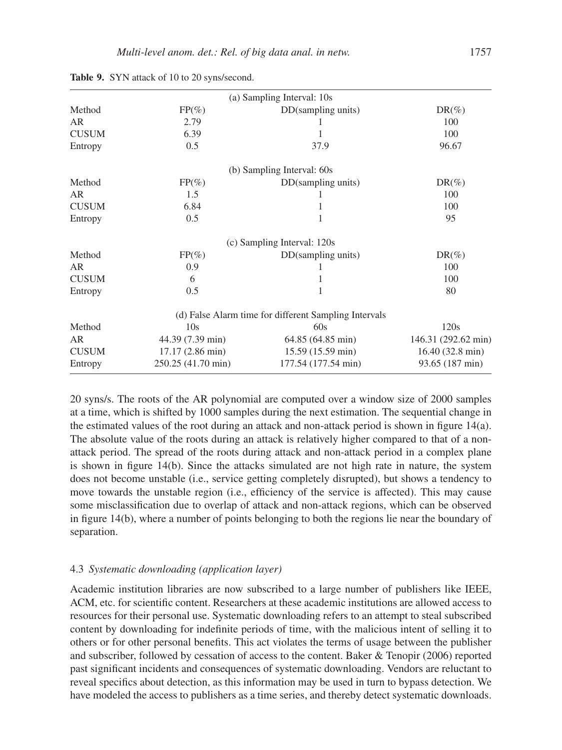**Table 9.** SYN attack of 10 to 20 syns/second.

| (a) Sampling Interval: 10s | | | |
|---|---|---|---|
| Method | FP(%) | DD(sampling units) | DR(%) |
| AR | 2.79 | 1 | 100 |
| CUSUM | 6.39 | 1 | 100 |
| Entropy | 0.5 | 37.9 | 96.67 |
| (b) Sampling Interval: 60s | | | |
| Method | FP(%) | DD(sampling units) | DR(%) |
| AR | 1.5 | 1 | 100 |
| CUSUM | 6.84 | 1 | 100 |
| Entropy | 0.5 | 1 | 95 |
| (c) Sampling Interval: 120s | | | |
| Method | FP(%) | DD(sampling units) | DR(%) |
| AR | 0.9 | 1 | 100 |
| CUSUM | 6 | 1 | 100 |
| Entropy | 0.5 | 1 | 80 |
| (d) False Alarm time for different Sampling Intervals | | | |
| Method | 10s | 60s | 120s |
| AR | 44.39 (7.39 min) | 64.85 (64.85 min) | 146.31 (292.62 min) |
| CUSUM | 17.17 (2.86 min) | 15.59 (15.59 min) | 16.40 (32.8 min) |
| Entropy | 250.25 (41.70 min) | 177.54 (177.54 min) | 93.65 (187 min) |

20 syns/s. The roots of the AR polynomial are computed over a window size of 2000 samples at a time, which is shifted by 1000 samples during the next estimation. The sequential change in the estimated values of the root during an attack and non-attack period is shown in figure 14(a). The absolute value of the roots during an attack is relatively higher compared to that of a non-attack period. The spread of the roots during attack and non-attack period in a complex plane is shown in figure 14(b). Since the attacks simulated are not high rate in nature, the system does not become unstable (i.e., service getting completely disrupted), but shows a tendency to move towards the unstable region (i.e., efficiency of the service is affected). This may cause some misclassification due to overlap of attack and non-attack regions, which can be observed in figure 14(b), where a number of points belonging to both the regions lie near the boundary of separation.

### 4.3 *Systematic downloading (application layer)*

Academic institution libraries are now subscribed to a large number of publishers like IEEE, ACM, etc. for scientific content. Researchers at these academic institutions are allowed access to resources for their personal use. Systematic downloading refers to an attempt to steal subscribed content by downloading for indefinite periods of time, with the malicious intent of selling it to others or for other personal benefits. This act violates the terms of usage between the publisher and subscriber, followed by cessation of access to the content. Baker & Tenopir (2006) reported past significant incidents and consequences of systematic downloading. Vendors are reluctant to reveal specifics about detection, as this information may be used in turn to bypass detection. We have modeled the access to publishers as a time series, and thereby detect systematic downloads.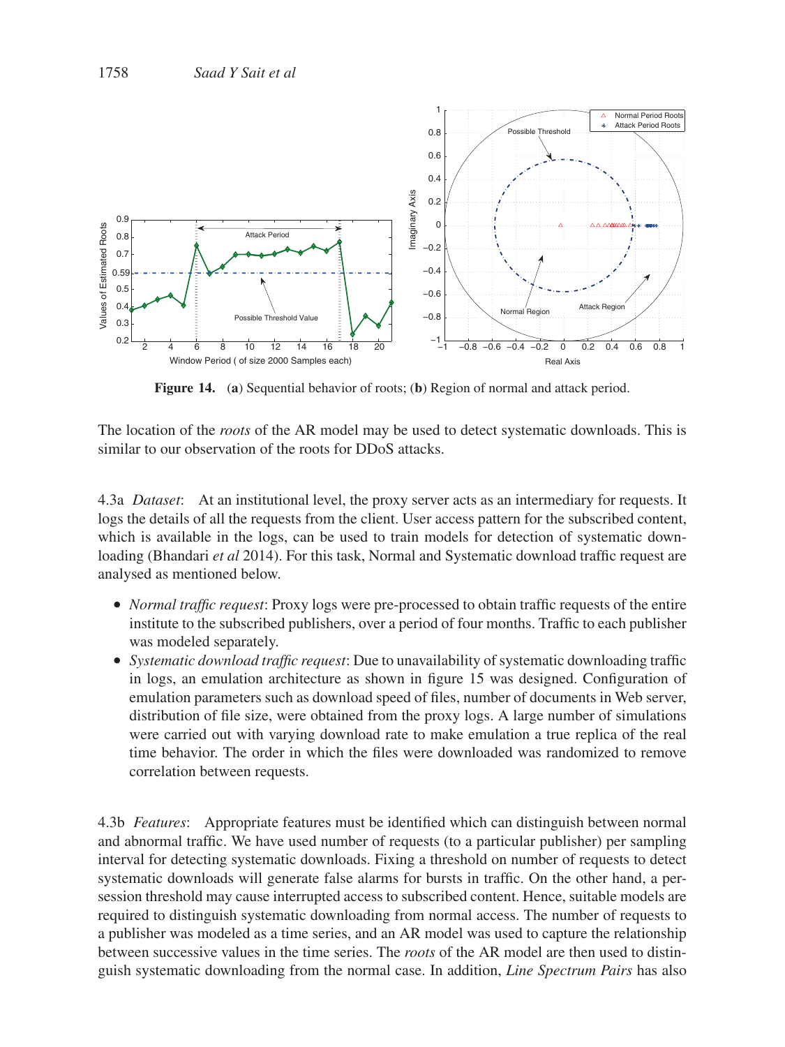**Figure 14.** (**a**) Sequential behavior of roots; (**b**) Region of normal and attack period.

The location of the *roots* of the AR model may be used to detect systematic downloads. This is similar to our observation of the roots for DDoS attacks.

4.3a *Dataset*: At an institutional level, the proxy server acts as an intermediary for requests. It logs the details of all the requests from the client. User access pattern for the subscribed content, which is available in the logs, can be used to train models for detection of systematic downloading (Bhandari *et al* 2014). For this task, Normal and Systematic download traffic request are analysed as mentioned below.

- *Normal traffic request*: Proxy logs were pre-processed to obtain traffic requests of the entire institute to the subscribed publishers, over a period of four months. Traffic to each publisher was modeled separately.
- *Systematic download traffic request*: Due to unavailability of systematic downloading traffic in logs, an emulation architecture as shown in figure 15 was designed. Configuration of emulation parameters such as download speed of files, number of documents in Web server, distribution of file size, were obtained from the proxy logs. A large number of simulations were carried out with varying download rate to make emulation a true replica of the real time behavior. The order in which the files were downloaded was randomized to remove correlation between requests.

4.3b *Features*: Appropriate features must be identified which can distinguish between normal and abnormal traffic. We have used number of requests (to a particular publisher) per sampling interval for detecting systematic downloads. Fixing a threshold on number of requests to detect systematic downloads will generate false alarms for bursts in traffic. On the other hand, a per-session threshold may cause interrupted access to subscribed content. Hence, suitable models are required to distinguish systematic downloading from normal access. The number of requests to a publisher was modeled as a time series, and an AR model was used to capture the relationship between successive values in the time series. The *roots* of the AR model are then used to distinguish systematic downloading from the normal case. In addition, *Line Spectrum Pairs* has also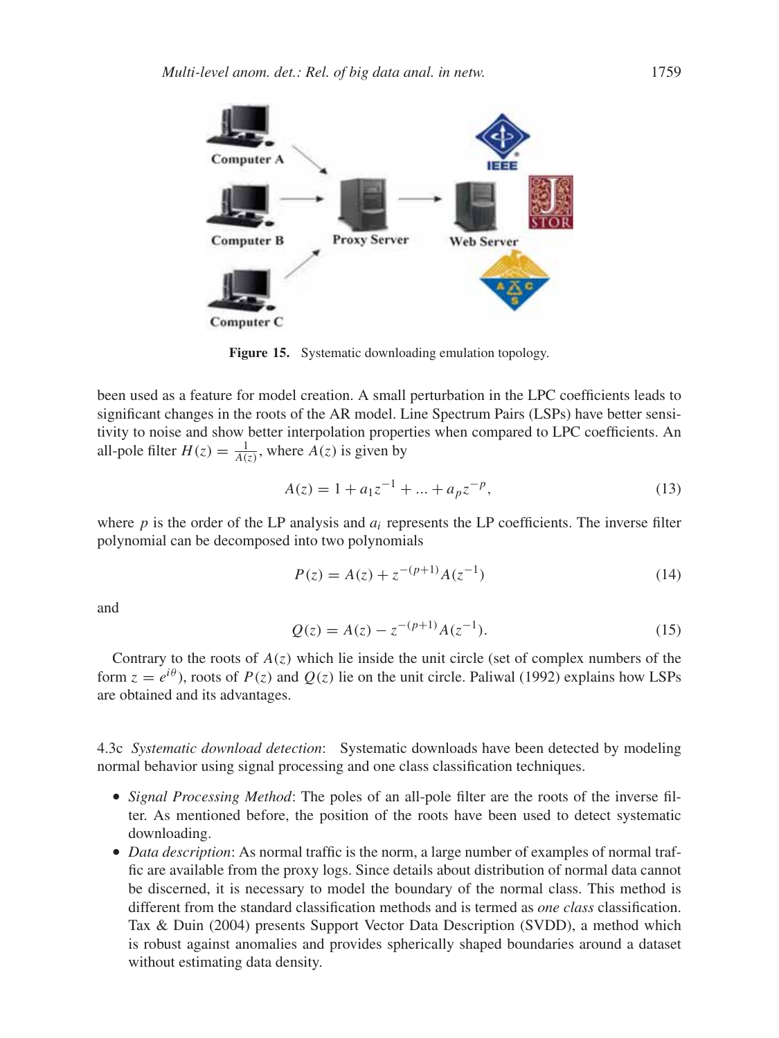**Figure 15.** Systematic downloading emulation topology.

been used as a feature for model creation. A small perturbation in the LPC coefficients leads to significant changes in the roots of the AR model. Line Spectrum Pairs (LSPs) have better sensitivity to noise and show better interpolation properties when compared to LPC coefficients. An all-pole filter $H(z) = \frac{1}{A(z)}$, where $A(z)$ is given by

$$A(z) = 1 + a_1 z^{-1} + ... + a_p z^{-p}, \tag{13}$$

where $p$ is the order of the LP analysis and $a_i$ represents the LP coefficients. The inverse filter polynomial can be decomposed into two polynomials

$$P(z) = A(z) + z^{-(p+1)} A(z^{-1}) \tag{14}$$

and

$$Q(z) = A(z) - z^{-(p+1)} A(z^{-1}). \tag{15}$$

Contrary to the roots of $A(z)$ which lie inside the unit circle (set of complex numbers of the form $z = e^{i\theta}$), roots of $P(z)$ and $Q(z)$ lie on the unit circle. Paliwal (1992) explains how LSPs are obtained and its advantages.

4.3c *Systematic download detection*: Systematic downloads have been detected by modeling normal behavior using signal processing and one class classification techniques.

- *Signal Processing Method*: The poles of an all-pole filter are the roots of the inverse filter. As mentioned before, the position of the roots have been used to detect systematic downloading.
- *Data description*: As normal traffic is the norm, a large number of examples of normal traffic are available from the proxy logs. Since details about distribution of normal data cannot be discerned, it is necessary to model the boundary of the normal class. This method is different from the standard classification methods and is termed as *one class* classification. Tax & Duin (2004) presents Support Vector Data Description (SVDD), a method which is robust against anomalies and provides spherically shaped boundaries around a dataset without estimating data density.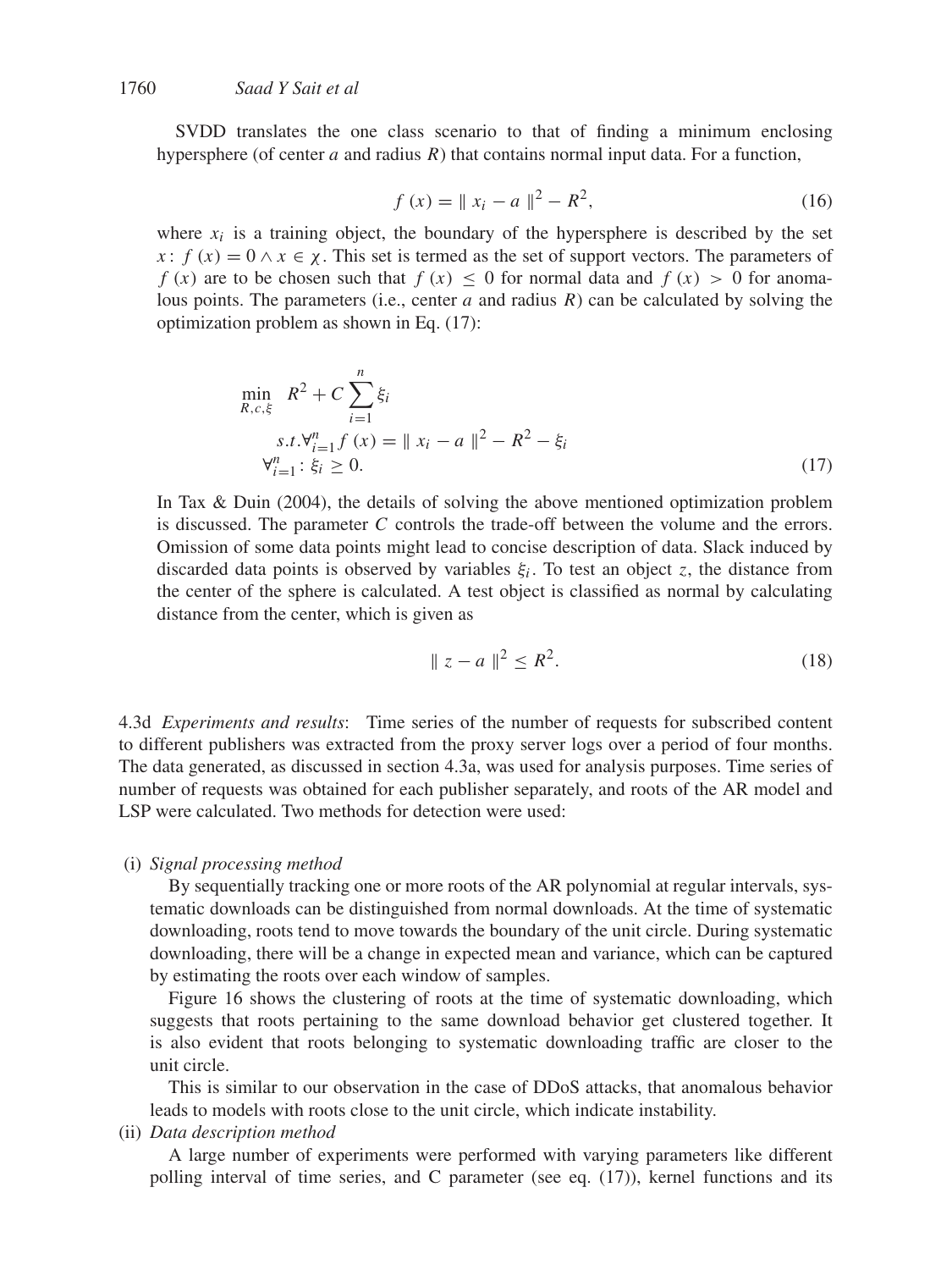SVDD translates the one class scenario to that of finding a minimum enclosing hypersphere (of center $a$ and radius $R$) that contains normal input data. For a function,

$$f(x) = \| x_i - a \|^2 - R^2, \tag{16}$$

where $x_i$ is a training object, the boundary of the hypersphere is described by the set $x: f(x) = 0 \wedge x \in \chi$. This set is termed as the set of support vectors. The parameters of $f(x)$ are to be chosen such that $f(x) \leq 0$ for normal data and $f(x) > 0$ for anomalous points. The parameters (i.e., center $a$ and radius $R$) can be calculated by solving the optimization problem as shown in Eq. (17):

$$\begin{aligned} \min_{R,c,\xi} \quad & R^2 + C \sum_{i=1}^{n} \xi_i \\ & s.t. \forall_{i=1}^{n} f(x) = \| x_i - a \|^2 - R^2 - \xi_i \\ & \forall_{i=1}^{n}: \xi_i \geq 0. \end{aligned} \tag{17}$$

In Tax & Duin (2004), the details of solving the above mentioned optimization problem is discussed. The parameter $C$ controls the trade-off between the volume and the errors. Omission of some data points might lead to concise description of data. Slack induced by discarded data points is observed by variables $\xi_i$. To test an object $z$, the distance from the center of the sphere is calculated. A test object is classified as normal by calculating distance from the center, which is given as

$$\| z - a \|^2 \leq R^2. \tag{18}$$

4.3d *Experiments and results*: Time series of the number of requests for subscribed content to different publishers was extracted from the proxy server logs over a period of four months. The data generated, as discussed in section 4.3a, was used for analysis purposes. Time series of number of requests was obtained for each publisher separately, and roots of the AR model and LSP were calculated. Two methods for detection were used:

(i) *Signal processing method*

By sequentially tracking one or more roots of the AR polynomial at regular intervals, systematic downloads can be distinguished from normal downloads. At the time of systematic downloading, roots tend to move towards the boundary of the unit circle. During systematic downloading, there will be a change in expected mean and variance, which can be captured by estimating the roots over each window of samples.

Figure 16 shows the clustering of roots at the time of systematic downloading, which suggests that roots pertaining to the same download behavior get clustered together. It is also evident that roots belonging to systematic downloading traffic are closer to the unit circle.

This is similar to our observation in the case of DDoS attacks, that anomalous behavior leads to models with roots close to the unit circle, which indicate instability.

(ii) *Data description method*

A large number of experiments were performed with varying parameters like different polling interval of time series, and C parameter (see eq. (17)), kernel functions and its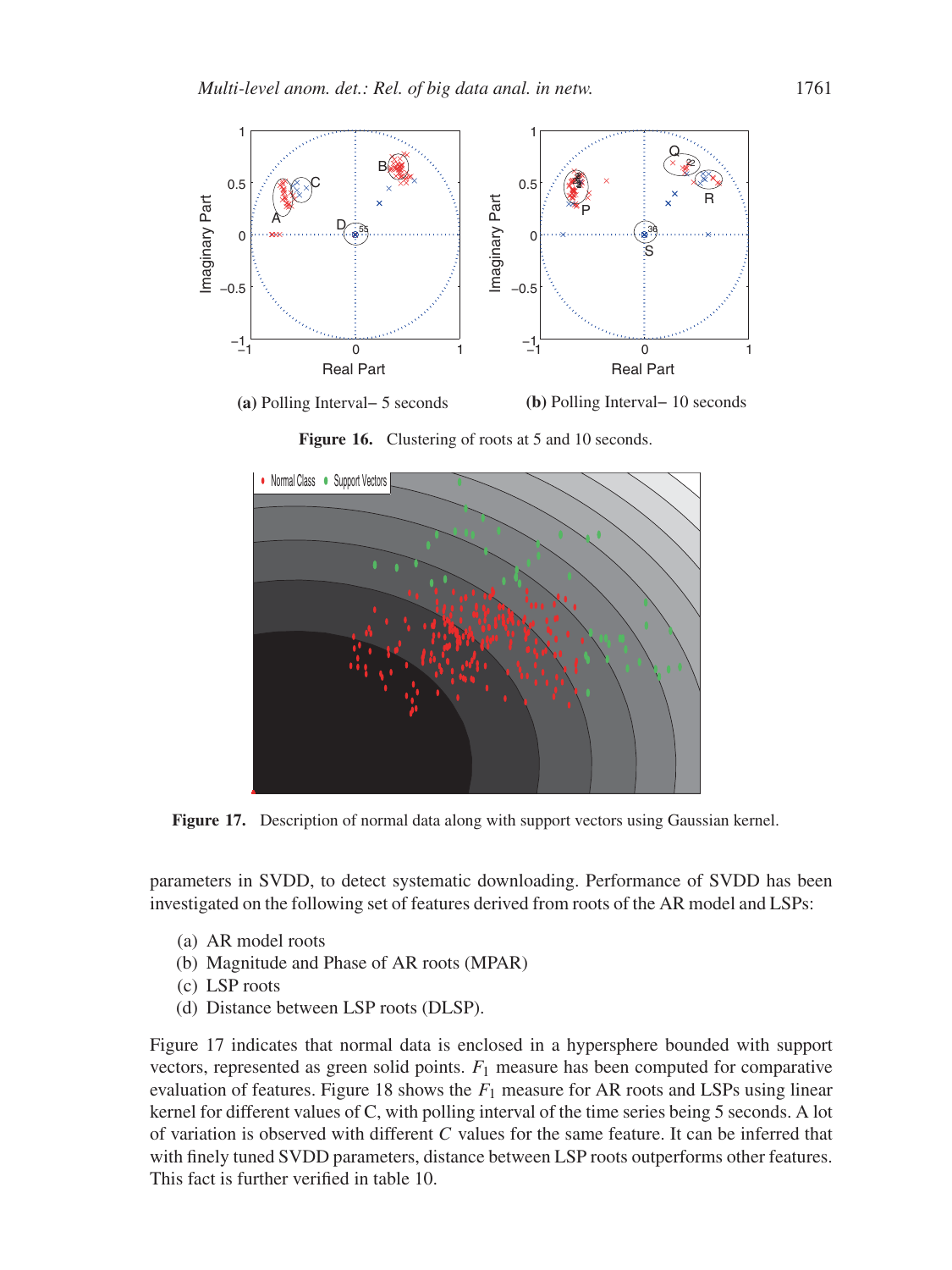(a) Polling Interval– 5 seconds

(b) Polling Interval– 10 seconds

**Figure 16.** Clustering of roots at 5 and 10 seconds.

**Figure 17.** Description of normal data along with support vectors using Gaussian kernel.

parameters in SVDD, to detect systematic downloading. Performance of SVDD has been investigated on the following set of features derived from roots of the AR model and LSPs:

(a) AR model roots
(b) Magnitude and Phase of AR roots (MPAR)
(c) LSP roots
(d) Distance between LSP roots (DLSP).

Figure 17 indicates that normal data is enclosed in a hypersphere bounded with support vectors, represented as green solid points. $F_1$ measure has been computed for comparative evaluation of features. Figure 18 shows the $F_1$ measure for AR roots and LSPs using linear kernel for different values of C, with polling interval of the time series being 5 seconds. A lot of variation is observed with different $C$ values for the same feature. It can be inferred that with finely tuned SVDD parameters, distance between LSP roots outperforms other features. This fact is further verified in table 10.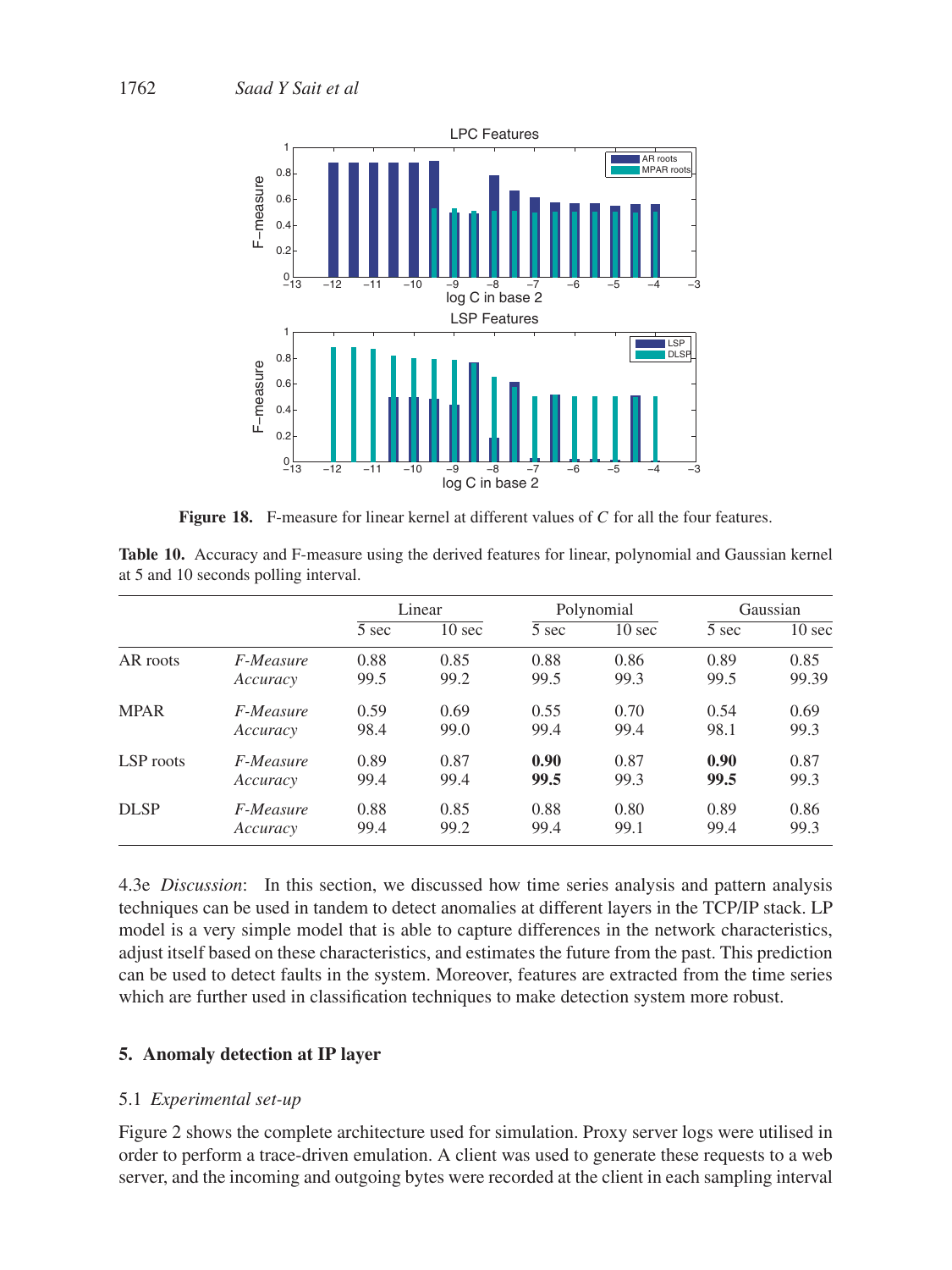Figure 18. F-measure for linear kernel at different values of $C$ for all the four features.

**Table 10.** Accuracy and F-measure using the derived features for linear, polynomial and Gaussian kernel at 5 and 10 seconds polling interval.

| | | Linear | | Polynomial | | Gaussian | |
|---|---|---|---|---|---|---|---|
| | | 5 sec | 10 sec | 5 sec | 10 sec | 5 sec | 10 sec |
| AR roots | *F-Measure* | 0.88 | 0.85 | 0.88 | 0.86 | 0.89 | 0.85 |
| | *Accuracy* | 99.5 | 99.2 | 99.5 | 99.3 | 99.5 | 99.39 |
| MPAR | *F-Measure* | 0.59 | 0.69 | 0.55 | 0.70 | 0.54 | 0.69 |
| | *Accuracy* | 98.4 | 99.0 | 99.4 | 99.4 | 98.1 | 99.3 |
| LSP roots | *F-Measure* | 0.89 | 0.87 | **0.90** | 0.87 | **0.90** | 0.87 |
| | *Accuracy* | 99.4 | 99.4 | **99.5** | 99.3 | **99.5** | 99.3 |
| DLSP | *F-Measure* | 0.88 | 0.85 | 0.88 | 0.80 | 0.89 | 0.86 |
| | *Accuracy* | 99.4 | 99.2 | 99.4 | 99.1 | 99.4 | 99.3 |

4.3e *Discussion*: In this section, we discussed how time series analysis and pattern analysis techniques can be used in tandem to detect anomalies at different layers in the TCP/IP stack. LP model is a very simple model that is able to capture differences in the network characteristics, adjust itself based on these characteristics, and estimates the future from the past. This prediction can be used to detect faults in the system. Moreover, features are extracted from the time series which are further used in classification techniques to make detection system more robust.

## 5. Anomaly detection at IP layer

### 5.1 *Experimental set-up*

Figure 2 shows the complete architecture used for simulation. Proxy server logs were utilised in order to perform a trace-driven emulation. A client was used to generate these requests to a web server, and the incoming and outgoing bytes were recorded at the client in each sampling interval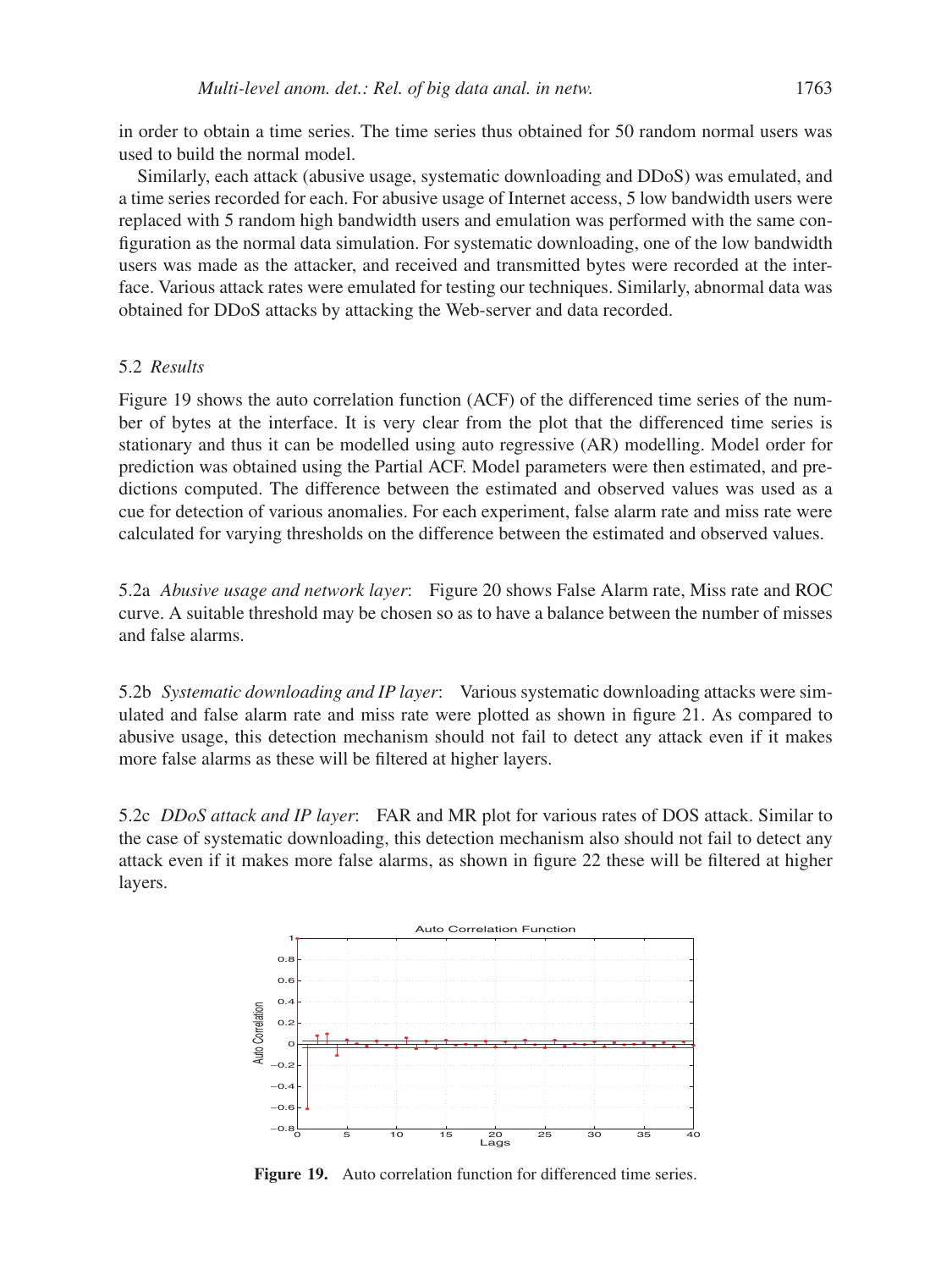in order to obtain a time series. The time series thus obtained for 50 random normal users was used to build the normal model.

Similarly, each attack (abusive usage, systematic downloading and DDoS) was emulated, and a time series recorded for each. For abusive usage of Internet access, 5 low bandwidth users were replaced with 5 random high bandwidth users and emulation was performed with the same configuration as the normal data simulation. For systematic downloading, one of the low bandwidth users was made as the attacker, and received and transmitted bytes were recorded at the interface. Various attack rates were emulated for testing our techniques. Similarly, abnormal data was obtained for DDoS attacks by attacking the Web-server and data recorded.

### 5.2 *Results*

Figure 19 shows the auto correlation function (ACF) of the differenced time series of the number of bytes at the interface. It is very clear from the plot that the differenced time series is stationary and thus it can be modelled using auto regressive (AR) modelling. Model order for prediction was obtained using the Partial ACF. Model parameters were then estimated, and predictions computed. The difference between the estimated and observed values was used as a cue for detection of various anomalies. For each experiment, false alarm rate and miss rate were calculated for varying thresholds on the difference between the estimated and observed values.

5.2a *Abusive usage and network layer*: Figure 20 shows False Alarm rate, Miss rate and ROC curve. A suitable threshold may be chosen so as to have a balance between the number of misses and false alarms.

5.2b *Systematic downloading and IP layer*: Various systematic downloading attacks were simulated and false alarm rate and miss rate were plotted as shown in figure 21. As compared to abusive usage, this detection mechanism should not fail to detect any attack even if it makes more false alarms as these will be filtered at higher layers.

5.2c *DDoS attack and IP layer*: FAR and MR plot for various rates of DOS attack. Similar to the case of systematic downloading, this detection mechanism also should not fail to detect any attack even if it makes more false alarms, as shown in figure 22 these will be filtered at higher layers.

**Figure 19.** Auto correlation function for differenced time series.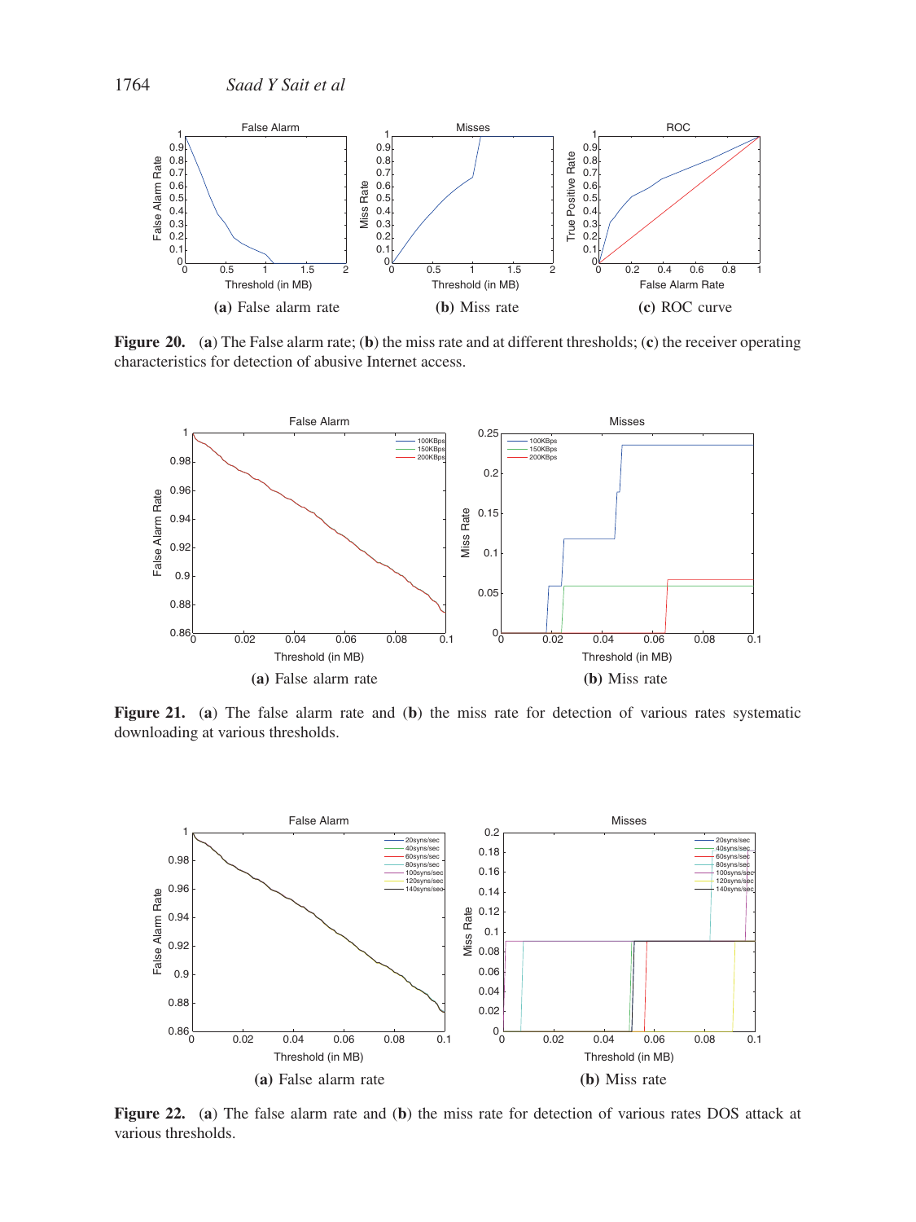**(a)** False alarm rate  **(b)** Miss rate  **(c)** ROC curve

**Figure 20.** (**a**) The False alarm rate; (**b**) the miss rate and at different thresholds; (**c**) the receiver operating characteristics for detection of abusive Internet access.

**(a)** False alarm rate  **(b)** Miss rate

**Figure 21.** (**a**) The false alarm rate and (**b**) the miss rate for detection of various rates systematic downloading at various thresholds.

**(a)** False alarm rate  **(b)** Miss rate

**Figure 22.** (**a**) The false alarm rate and (**b**) the miss rate for detection of various rates DOS attack at various thresholds.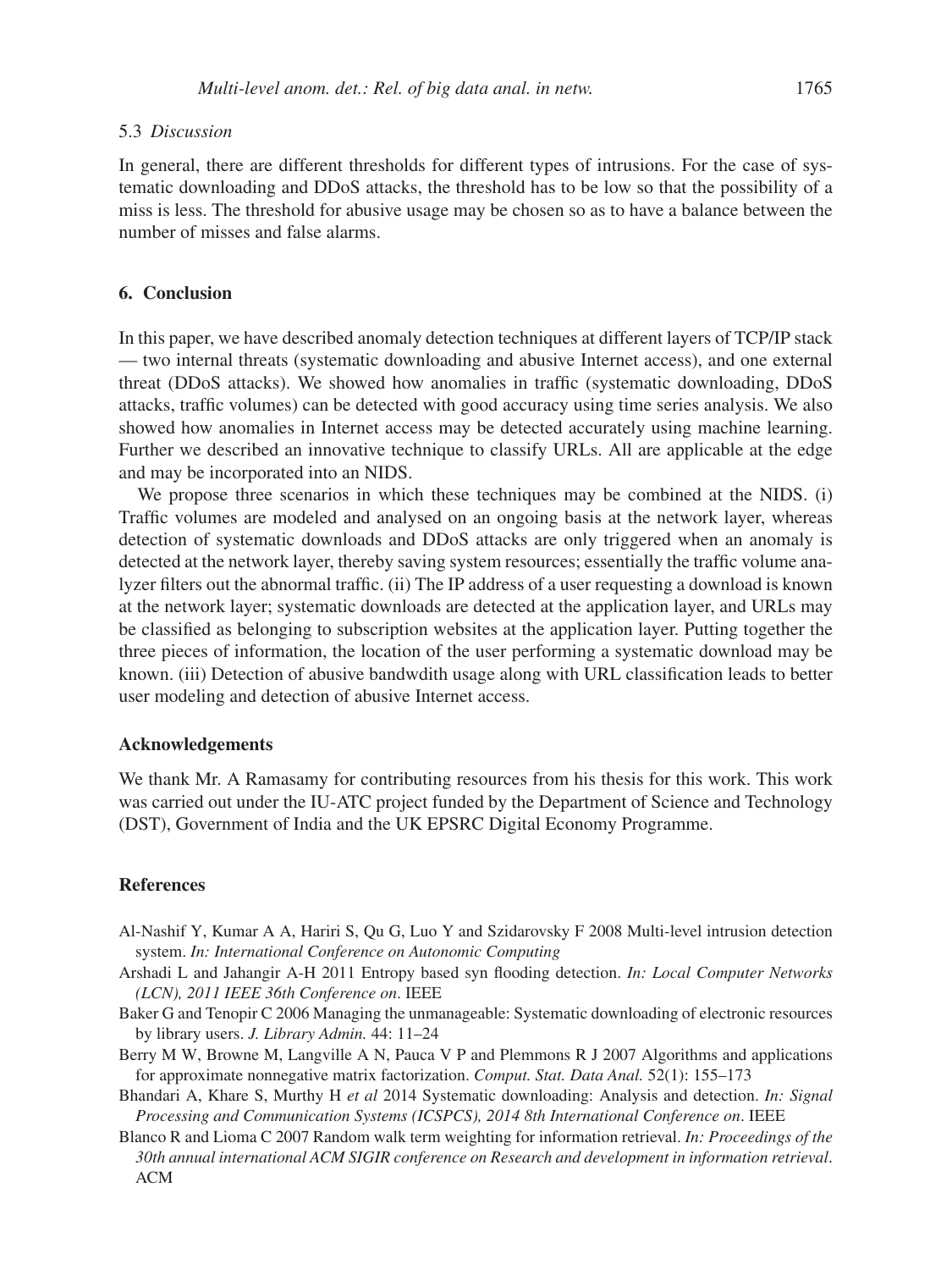### 5.3 *Discussion*

In general, there are different thresholds for different types of intrusions. For the case of systematic downloading and DDoS attacks, the threshold has to be low so that the possibility of a miss is less. The threshold for abusive usage may be chosen so as to have a balance between the number of misses and false alarms.

## 6. Conclusion

In this paper, we have described anomaly detection techniques at different layers of TCP/IP stack — two internal threats (systematic downloading and abusive Internet access), and one external threat (DDoS attacks). We showed how anomalies in traffic (systematic downloading, DDoS attacks, traffic volumes) can be detected with good accuracy using time series analysis. We also showed how anomalies in Internet access may be detected accurately using machine learning. Further we described an innovative technique to classify URLs. All are applicable at the edge and may be incorporated into an NIDS.

We propose three scenarios in which these techniques may be combined at the NIDS. (i) Traffic volumes are modeled and analysed on an ongoing basis at the network layer, whereas detection of systematic downloads and DDoS attacks are only triggered when an anomaly is detected at the network layer, thereby saving system resources; essentially the traffic volume analyzer filters out the abnormal traffic. (ii) The IP address of a user requesting a download is known at the network layer; systematic downloads are detected at the application layer, and URLs may be classified as belonging to subscription websites at the application layer. Putting together the three pieces of information, the location of the user performing a systematic download may be known. (iii) Detection of abusive bandwdith usage along with URL classification leads to better user modeling and detection of abusive Internet access.

## Acknowledgements

We thank Mr. A Ramasamy for contributing resources from his thesis for this work. This work was carried out under the IU-ATC project funded by the Department of Science and Technology (DST), Government of India and the UK EPSRC Digital Economy Programme.

## References

Al-Nashif Y, Kumar A A, Hariri S, Qu G, Luo Y and Szidarovsky F 2008 Multi-level intrusion detection system. *In: International Conference on Autonomic Computing*

Arshadi L and Jahangir A-H 2011 Entropy based syn flooding detection. *In: Local Computer Networks (LCN), 2011 IEEE 36th Conference on*. IEEE

Baker G and Tenopir C 2006 Managing the unmanageable: Systematic downloading of electronic resources by library users. *J. Library Admin.* 44: 11–24

Berry M W, Browne M, Langville A N, Pauca V P and Plemmons R J 2007 Algorithms and applications for approximate nonnegative matrix factorization. *Comput. Stat. Data Anal.* 52(1): 155–173

Bhandari A, Khare S, Murthy H *et al* 2014 Systematic downloading: Analysis and detection. *In: Signal Processing and Communication Systems (ICSPCS), 2014 8th International Conference on*. IEEE

Blanco R and Lioma C 2007 Random walk term weighting for information retrieval. *In: Proceedings of the 30th annual international ACM SIGIR conference on Research and development in information retrieval*. ACM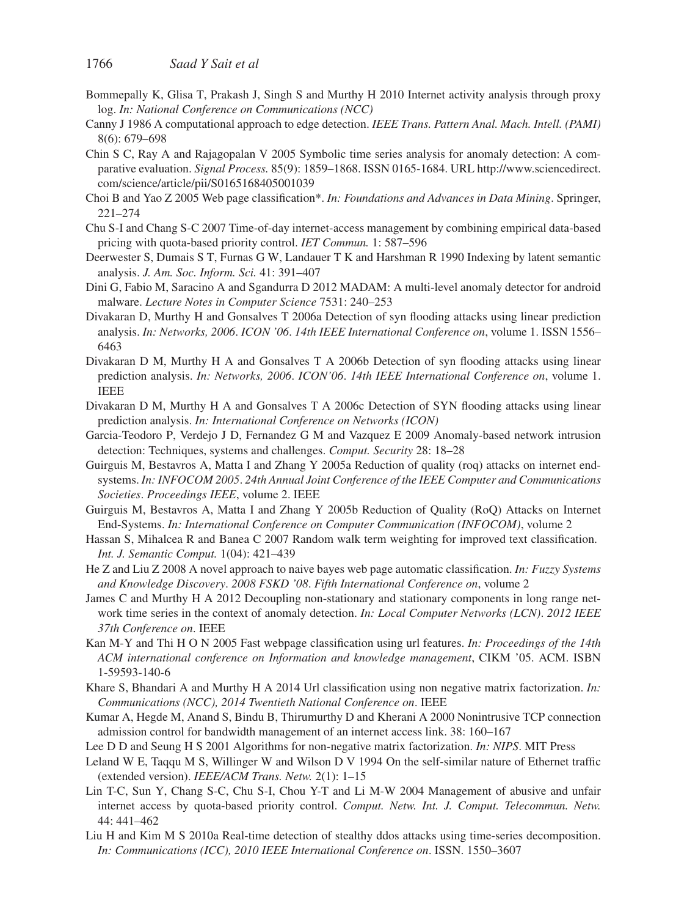Bommepally K, Glisa T, Prakash J, Singh S and Murthy H 2010 Internet activity analysis through proxy log. *In: National Conference on Communications (NCC)*

Canny J 1986 A computational approach to edge detection. *IEEE Trans. Pattern Anal. Mach. Intell. (PAMI)* 8(6): 679–698

Chin S C, Ray A and Rajagopalan V 2005 Symbolic time series analysis for anomaly detection: A comparative evaluation. *Signal Process.* 85(9): 1859–1868. ISSN 0165-1684. URL http://www.sciencedirect.com/science/article/pii/S0165168405001039

Choi B and Yao Z 2005 Web page classification*. *In: Foundations and Advances in Data Mining*. Springer, 221–274

Chu S-I and Chang S-C 2007 Time-of-day internet-access management by combining empirical data-based pricing with quota-based priority control. *IET Commun.* 1: 587–596

Deerwester S, Dumais S T, Furnas G W, Landauer T K and Harshman R 1990 Indexing by latent semantic analysis. *J. Am. Soc. Inform. Sci.* 41: 391–407

Dini G, Fabio M, Saracino A and Sgandurra D 2012 MADAM: A multi-level anomaly detector for android malware. *Lecture Notes in Computer Science* 7531: 240–253

Divakaran D, Murthy H and Gonsalves T 2006a Detection of syn flooding attacks using linear prediction analysis. *In: Networks, 2006. ICON '06. 14th IEEE International Conference on*, volume 1. ISSN 1556–6463

Divakaran D M, Murthy H A and Gonsalves T A 2006b Detection of syn flooding attacks using linear prediction analysis. *In: Networks, 2006. ICON'06. 14th IEEE International Conference on*, volume 1. IEEE

Divakaran D M, Murthy H A and Gonsalves T A 2006c Detection of SYN flooding attacks using linear prediction analysis. *In: International Conference on Networks (ICON)*

Garcia-Teodoro P, Verdejo J D, Fernandez G M and Vazquez E 2009 Anomaly-based network intrusion detection: Techniques, systems and challenges. *Comput. Security* 28: 18–28

Guirguis M, Bestavros A, Matta I and Zhang Y 2005a Reduction of quality (roq) attacks on internet end-systems. *In: INFOCOM 2005. 24th Annual Joint Conference of the IEEE Computer and Communications Societies. Proceedings IEEE*, volume 2. IEEE

Guirguis M, Bestavros A, Matta I and Zhang Y 2005b Reduction of Quality (RoQ) Attacks on Internet End-Systems. *In: International Conference on Computer Communication (INFOCOM)*, volume 2

Hassan S, Mihalcea R and Banea C 2007 Random walk term weighting for improved text classification. *Int. J. Semantic Comput.* 1(04): 421–439

He Z and Liu Z 2008 A novel approach to naive bayes web page automatic classification. *In: Fuzzy Systems and Knowledge Discovery. 2008 FSKD '08. Fifth International Conference on*, volume 2

James C and Murthy H A 2012 Decoupling non-stationary and stationary components in long range network time series in the context of anomaly detection. *In: Local Computer Networks (LCN). 2012 IEEE 37th Conference on*. IEEE

Kan M-Y and Thi H O N 2005 Fast webpage classification using url features. *In: Proceedings of the 14th ACM international conference on Information and knowledge management*, CIKM '05. ACM. ISBN 1-59593-140-6

Khare S, Bhandari A and Murthy H A 2014 Url classification using non negative matrix factorization. *In: Communications (NCC), 2014 Twentieth National Conference on*. IEEE

Kumar A, Hegde M, Anand S, Bindu B, Thirumurthy D and Kherani A 2000 Nonintrusive TCP connection admission control for bandwidth management of an internet access link. 38: 160–167

Lee D D and Seung H S 2001 Algorithms for non-negative matrix factorization. *In: NIPS*. MIT Press

Leland W E, Taqqu M S, Willinger W and Wilson D V 1994 On the self-similar nature of Ethernet traffic (extended version). *IEEE/ACM Trans. Netw.* 2(1): 1–15

Lin T-C, Sun Y, Chang S-C, Chu S-I, Chou Y-T and Li M-W 2004 Management of abusive and unfair internet access by quota-based priority control. *Comput. Netw. Int. J. Comput. Telecommun. Netw.* 44: 441–462

Liu H and Kim M S 2010a Real-time detection of stealthy ddos attacks using time-series decomposition. *In: Communications (ICC), 2010 IEEE International Conference on*. ISSN. 1550–3607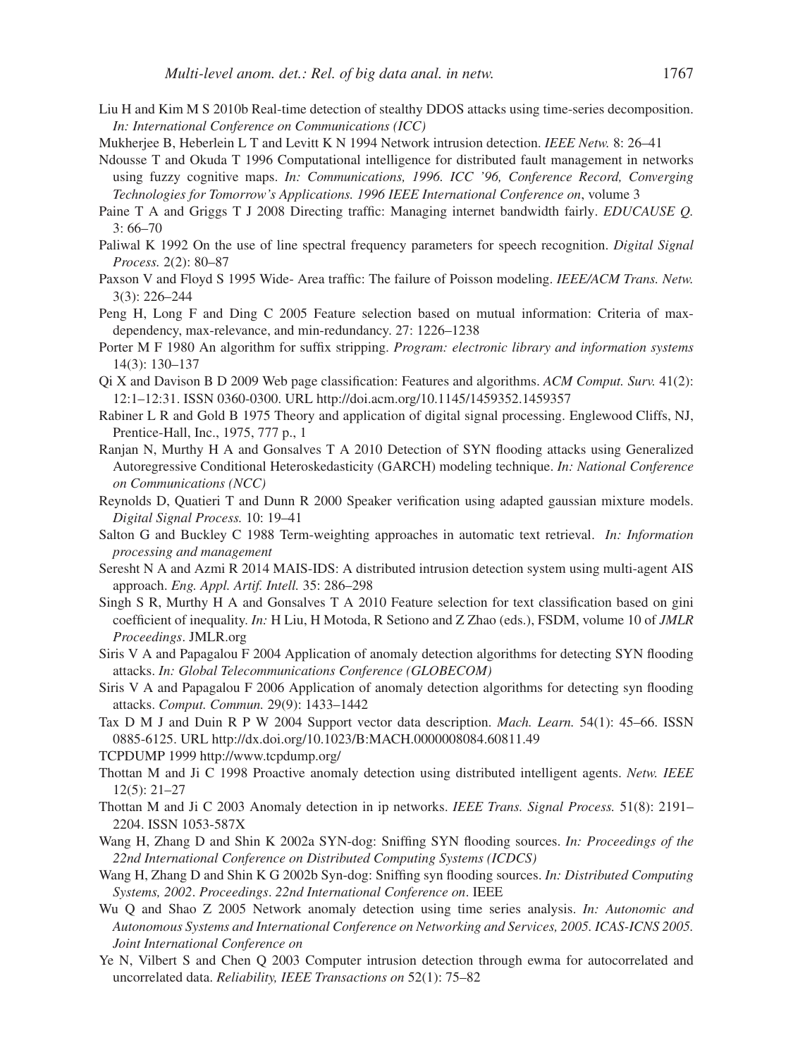Liu H and Kim M S 2010b Real-time detection of stealthy DDOS attacks using time-series decomposition. *In: International Conference on Communications (ICC)*

Mukherjee B, Heberlein L T and Levitt K N 1994 Network intrusion detection. *IEEE Netw.* 8: 26–41

Ndousse T and Okuda T 1996 Computational intelligence for distributed fault management in networks using fuzzy cognitive maps. *In: Communications, 1996. ICC '96, Conference Record, Converging Technologies for Tomorrow's Applications. 1996 IEEE International Conference on*, volume 3

Paine T A and Griggs T J 2008 Directing traffic: Managing internet bandwidth fairly. *EDUCAUSE Q.* 3: 66–70

Paliwal K 1992 On the use of line spectral frequency parameters for speech recognition. *Digital Signal Process.* 2(2): 80–87

Paxson V and Floyd S 1995 Wide- Area traffic: The failure of Poisson modeling. *IEEE/ACM Trans. Netw.* 3(3): 226–244

Peng H, Long F and Ding C 2005 Feature selection based on mutual information: Criteria of max-dependency, max-relevance, and min-redundancy. 27: 1226–1238

Porter M F 1980 An algorithm for suffix stripping. *Program: electronic library and information systems* 14(3): 130–137

Qi X and Davison B D 2009 Web page classification: Features and algorithms. *ACM Comput. Surv.* 41(2): 12:1–12:31. ISSN 0360-0300. URL http://doi.acm.org/10.1145/1459352.1459357

Rabiner L R and Gold B 1975 Theory and application of digital signal processing. Englewood Cliffs, NJ, Prentice-Hall, Inc., 1975, 777 p., 1

Ranjan N, Murthy H A and Gonsalves T A 2010 Detection of SYN flooding attacks using Generalized Autoregressive Conditional Heteroskedasticity (GARCH) modeling technique. *In: National Conference on Communications (NCC)*

Reynolds D, Quatieri T and Dunn R 2000 Speaker verification using adapted gaussian mixture models. *Digital Signal Process.* 10: 19–41

Salton G and Buckley C 1988 Term-weighting approaches in automatic text retrieval. *In: Information processing and management*

Seresht N A and Azmi R 2014 MAIS-IDS: A distributed intrusion detection system using multi-agent AIS approach. *Eng. Appl. Artif. Intell.* 35: 286–298

Singh S R, Murthy H A and Gonsalves T A 2010 Feature selection for text classification based on gini coefficient of inequality. *In:* H Liu, H Motoda, R Setiono and Z Zhao (eds.), FSDM, volume 10 of *JMLR Proceedings*. JMLR.org

Siris V A and Papagalou F 2004 Application of anomaly detection algorithms for detecting SYN flooding attacks. *In: Global Telecommunications Conference (GLOBECOM)*

Siris V A and Papagalou F 2006 Application of anomaly detection algorithms for detecting syn flooding attacks. *Comput. Commun.* 29(9): 1433–1442

Tax D M J and Duin R P W 2004 Support vector data description. *Mach. Learn.* 54(1): 45–66. ISSN 0885-6125. URL http://dx.doi.org/10.1023/B:MACH.0000008084.60811.49

TCPDUMP 1999 http://www.tcpdump.org/

Thottan M and Ji C 1998 Proactive anomaly detection using distributed intelligent agents. *Netw. IEEE* 12(5): 21–27

Thottan M and Ji C 2003 Anomaly detection in ip networks. *IEEE Trans. Signal Process.* 51(8): 2191–2204. ISSN 1053-587X

Wang H, Zhang D and Shin K 2002a SYN-dog: Sniffing SYN flooding sources. *In: Proceedings of the 22nd International Conference on Distributed Computing Systems (ICDCS)*

Wang H, Zhang D and Shin K G 2002b Syn-dog: Sniffing syn flooding sources. *In: Distributed Computing Systems, 2002. Proceedings. 22nd International Conference on*. IEEE

Wu Q and Shao Z 2005 Network anomaly detection using time series analysis. *In: Autonomic and Autonomous Systems and International Conference on Networking and Services, 2005. ICAS-ICNS 2005. Joint International Conference on*

Ye N, Vilbert S and Chen Q 2003 Computer intrusion detection through ewma for autocorrelated and uncorrelated data. *Reliability, IEEE Transactions on* 52(1): 75–82